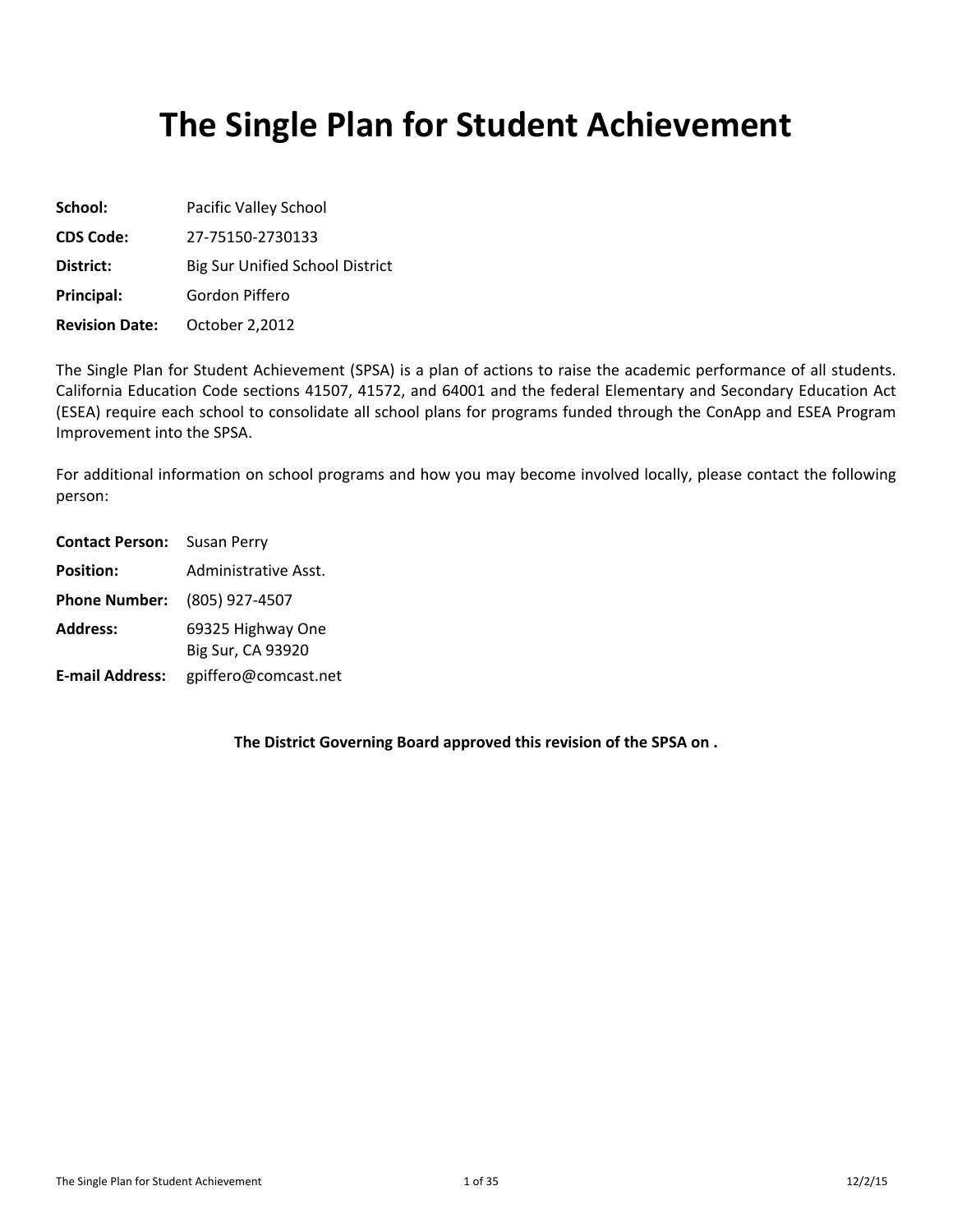# The Single Plan for Student Achievement

**School:** Pacific Valley School

**CDS Code:** 27-75150-2730133

**District:** Big Sur Unified School District

**Principal:** Gordon Piffero

**Revision Date:** October 2,2012

The Single Plan for Student Achievement (SPSA) is a plan of actions to raise the academic performance of all students. California Education Code sections 41507, 41572, and 64001 and the federal Elementary and Secondary Education Act (ESEA) require each school to consolidate all school plans for programs funded through the ConApp and ESEA Program Improvement into the SPSA.

For additional information on school programs and how you may become involved locally, please contact the following person:

**Contact Person:** Susan Perry

**Position:** Administrative Asst.

**Phone Number:** (805) 927-4507

**Address:** 69325 Highway One
Big Sur, CA 93920

**E-mail Address:** gpiffero@comcast.net

**The District Governing Board approved this revision of the SPSA on .**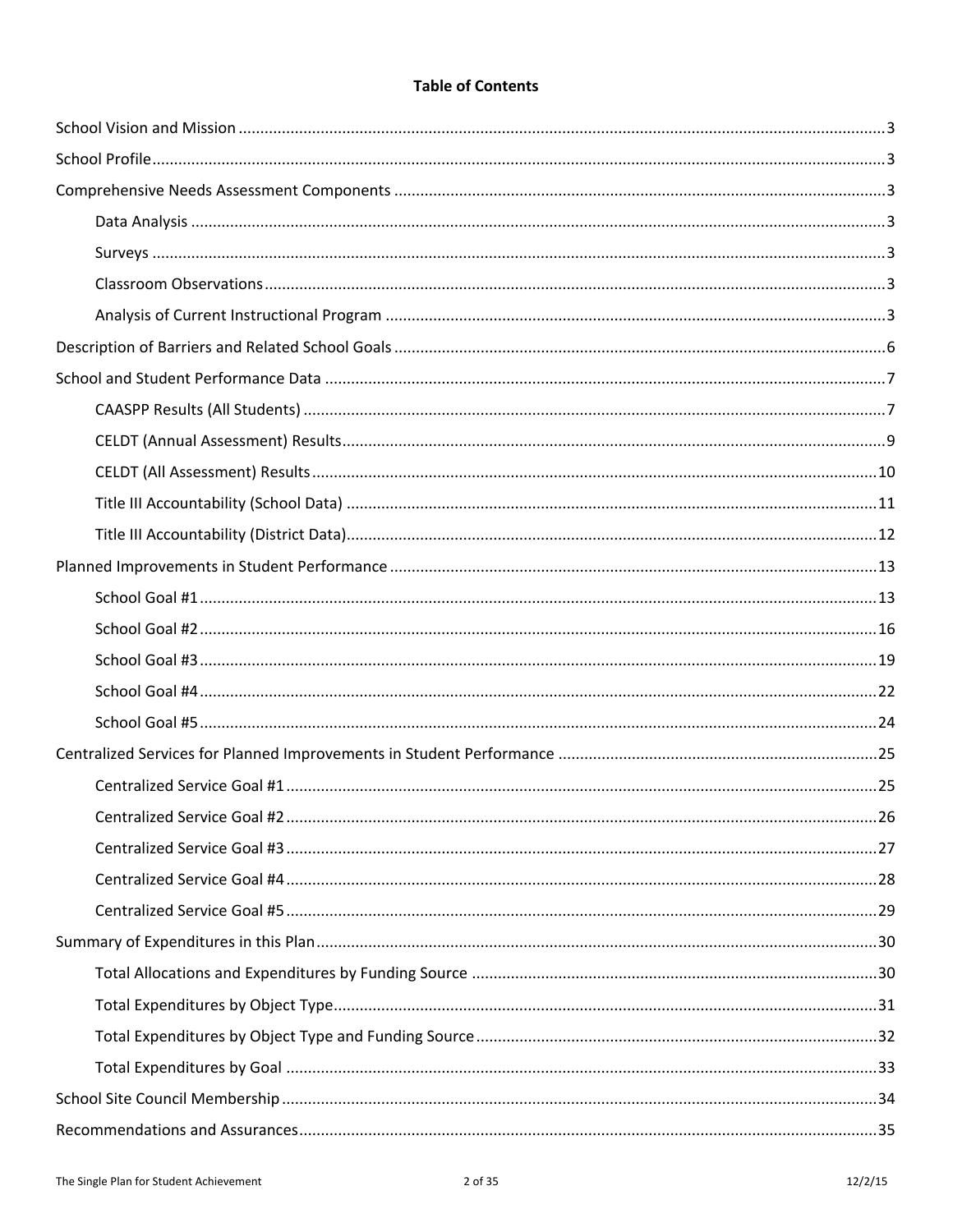# Table of Contents

- School Vision and Mission ..... 3
- School Profile ..... 3
- Comprehensive Needs Assessment Components ..... 3
  - Data Analysis ..... 3
  - Surveys ..... 3
  - Classroom Observations ..... 3
  - Analysis of Current Instructional Program ..... 3
- Description of Barriers and Related School Goals ..... 6
- School and Student Performance Data ..... 7
  - CAASPP Results (All Students) ..... 7
  - CELDT (Annual Assessment) Results ..... 9
  - CELDT (All Assessment) Results ..... 10
  - Title III Accountability (School Data) ..... 11
  - Title III Accountability (District Data) ..... 12
- Planned Improvements in Student Performance ..... 13
  - School Goal #1 ..... 13
  - School Goal #2 ..... 16
  - School Goal #3 ..... 19
  - School Goal #4 ..... 22
  - School Goal #5 ..... 24
- Centralized Services for Planned Improvements in Student Performance ..... 25
  - Centralized Service Goal #1 ..... 25
  - Centralized Service Goal #2 ..... 26
  - Centralized Service Goal #3 ..... 27
  - Centralized Service Goal #4 ..... 28
  - Centralized Service Goal #5 ..... 29
- Summary of Expenditures in this Plan ..... 30
  - Total Allocations and Expenditures by Funding Source ..... 30
  - Total Expenditures by Object Type ..... 31
  - Total Expenditures by Object Type and Funding Source ..... 32
  - Total Expenditures by Goal ..... 33
- School Site Council Membership ..... 34
- Recommendations and Assurances ..... 35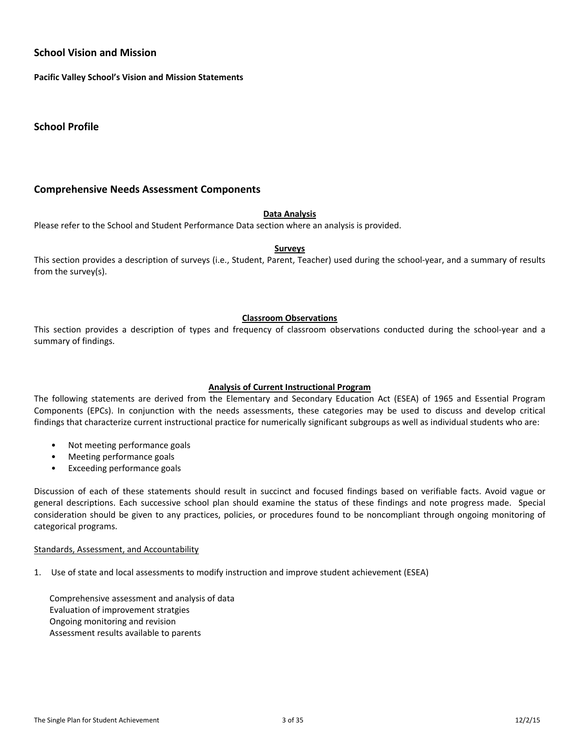## School Vision and Mission

**Pacific Valley School's Vision and Mission Statements**

## School Profile

## Comprehensive Needs Assessment Components

**Data Analysis**

Please refer to the School and Student Performance Data section where an analysis is provided.

**Surveys**

This section provides a description of surveys (i.e., Student, Parent, Teacher) used during the school-year, and a summary of results from the survey(s).

**Classroom Observations**

This section provides a description of types and frequency of classroom observations conducted during the school-year and a summary of findings.

**Analysis of Current Instructional Program**

The following statements are derived from the Elementary and Secondary Education Act (ESEA) of 1965 and Essential Program Components (EPCs). In conjunction with the needs assessments, these categories may be used to discuss and develop critical findings that characterize current instructional practice for numerically significant subgroups as well as individual students who are:

- Not meeting performance goals
- Meeting performance goals
- Exceeding performance goals

Discussion of each of these statements should result in succinct and focused findings based on verifiable facts. Avoid vague or general descriptions. Each successive school plan should examine the status of these findings and note progress made. Special consideration should be given to any practices, policies, or procedures found to be noncompliant through ongoing monitoring of categorical programs.

Standards, Assessment, and Accountability

1. Use of state and local assessments to modify instruction and improve student achievement (ESEA)

   Comprehensive assessment and analysis of data
   Evaluation of improvement stratgies
   Ongoing monitoring and revision
   Assessment results available to parents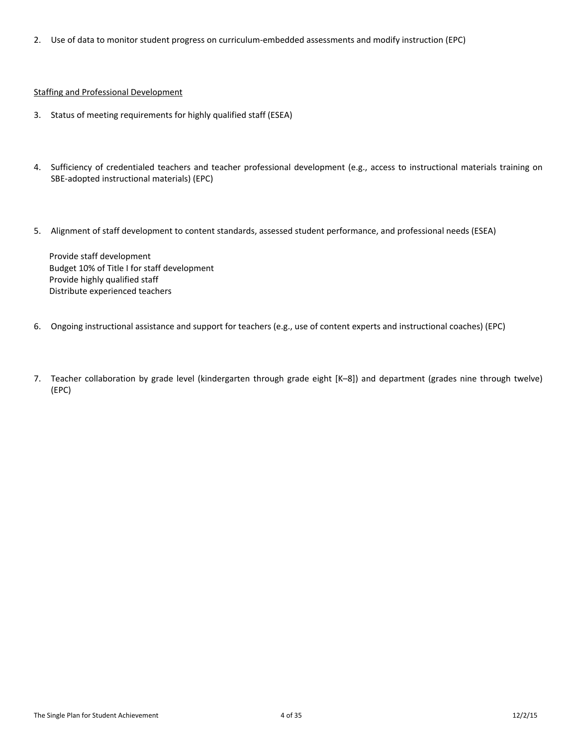2. Use of data to monitor student progress on curriculum-embedded assessments and modify instruction (EPC)

Staffing and Professional Development

3. Status of meeting requirements for highly qualified staff (ESEA)

4. Sufficiency of credentialed teachers and teacher professional development (e.g., access to instructional materials training on SBE-adopted instructional materials) (EPC)

5. Alignment of staff development to content standards, assessed student performance, and professional needs (ESEA)

   Provide staff development
   Budget 10% of Title I for staff development
   Provide highly qualified staff
   Distribute experienced teachers

6. Ongoing instructional assistance and support for teachers (e.g., use of content experts and instructional coaches) (EPC)

7. Teacher collaboration by grade level (kindergarten through grade eight [K–8]) and department (grades nine through twelve) (EPC)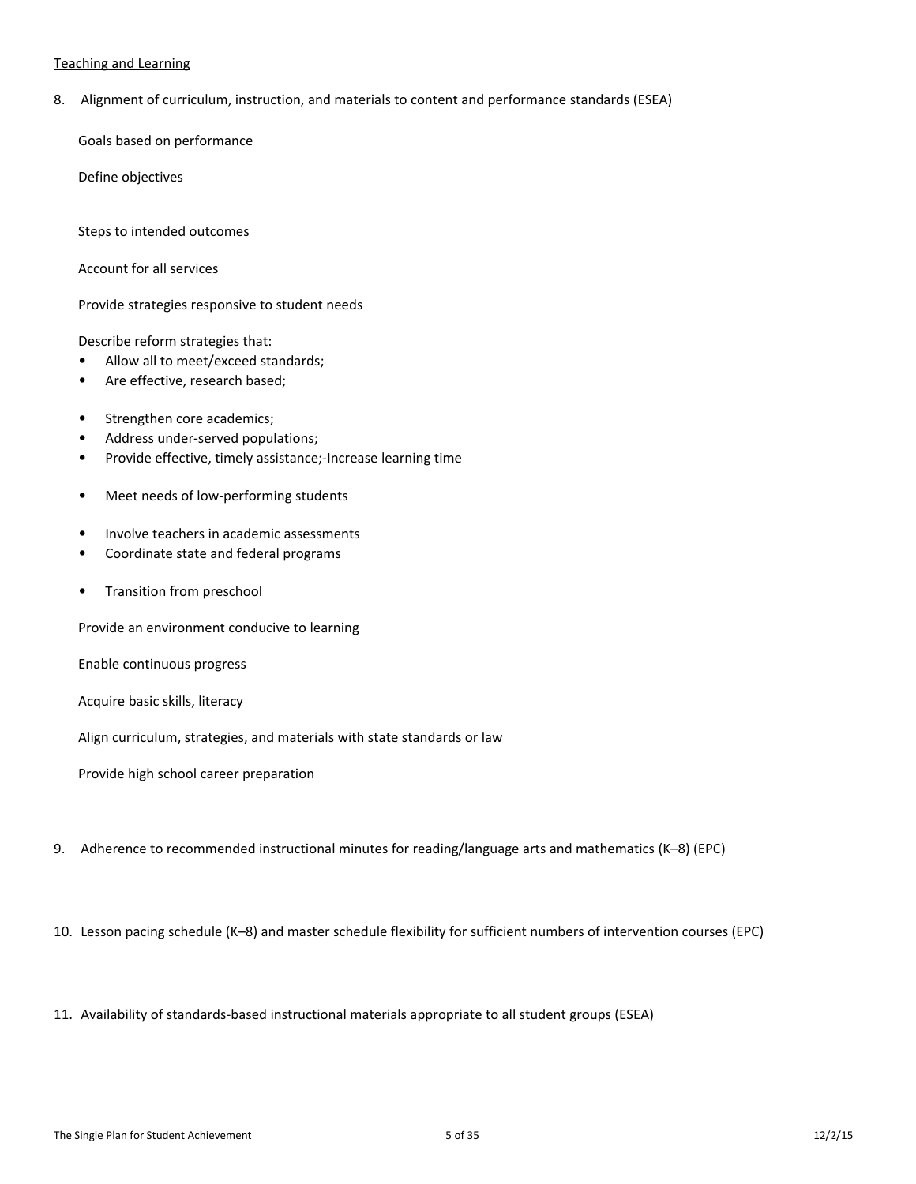Teaching and Learning

8. Alignment of curriculum, instruction, and materials to content and performance standards (ESEA)

   Goals based on performance

   Define objectives

   Steps to intended outcomes

   Account for all services

   Provide strategies responsive to student needs

   Describe reform strategies that:
   - Allow all to meet/exceed standards;
   - Are effective, research based;
   - Strengthen core academics;
   - Address under-served populations;
   - Provide effective, timely assistance;-Increase learning time
   - Meet needs of low-performing students
   - Involve teachers in academic assessments
   - Coordinate state and federal programs
   - Transition from preschool

   Provide an environment conducive to learning

   Enable continuous progress

   Acquire basic skills, literacy

   Align curriculum, strategies, and materials with state standards or law

   Provide high school career preparation

9. Adherence to recommended instructional minutes for reading/language arts and mathematics (K–8) (EPC)

10. Lesson pacing schedule (K–8) and master schedule flexibility for sufficient numbers of intervention courses (EPC)

11. Availability of standards-based instructional materials appropriate to all student groups (ESEA)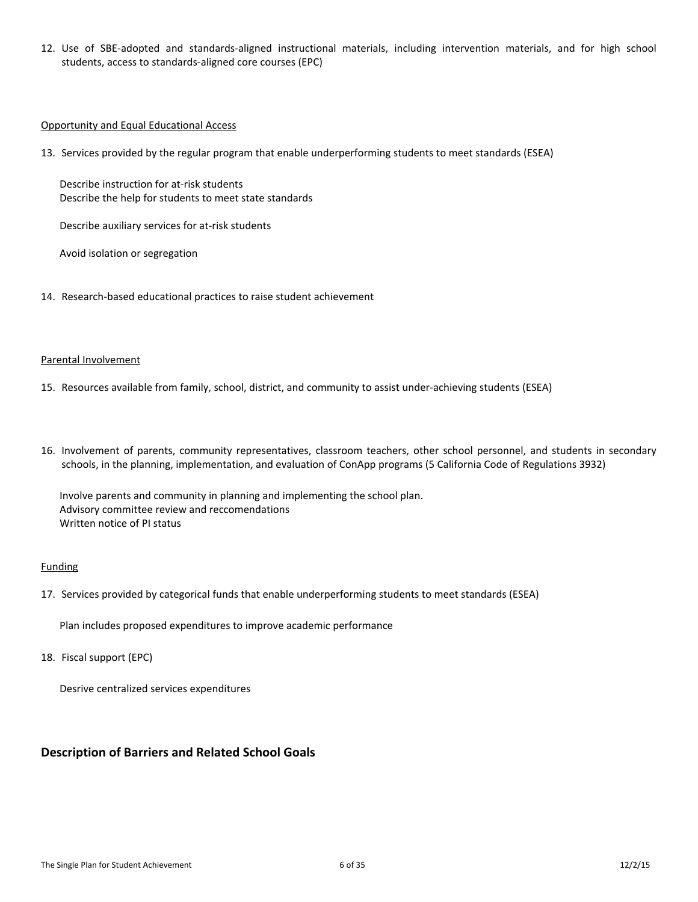12. Use of SBE-adopted and standards-aligned instructional materials, including intervention materials, and for high school students, access to standards-aligned core courses (EPC)

Opportunity and Equal Educational Access

13. Services provided by the regular program that enable underperforming students to meet standards (ESEA)

    Describe instruction for at-risk students
    Describe the help for students to meet state standards

    Describe auxiliary services for at-risk students

    Avoid isolation or segregation

14. Research-based educational practices to raise student achievement

Parental Involvement

15. Resources available from family, school, district, and community to assist under-achieving students (ESEA)

16. Involvement of parents, community representatives, classroom teachers, other school personnel, and students in secondary schools, in the planning, implementation, and evaluation of ConApp programs (5 California Code of Regulations 3932)

    Involve parents and community in planning and implementing the school plan.
    Advisory committee review and reccomendations
    Written notice of PI status

Funding

17. Services provided by categorical funds that enable underperforming students to meet standards (ESEA)

    Plan includes proposed expenditures to improve academic performance

18. Fiscal support (EPC)

    Desrive centralized services expenditures

## Description of Barriers and Related School Goals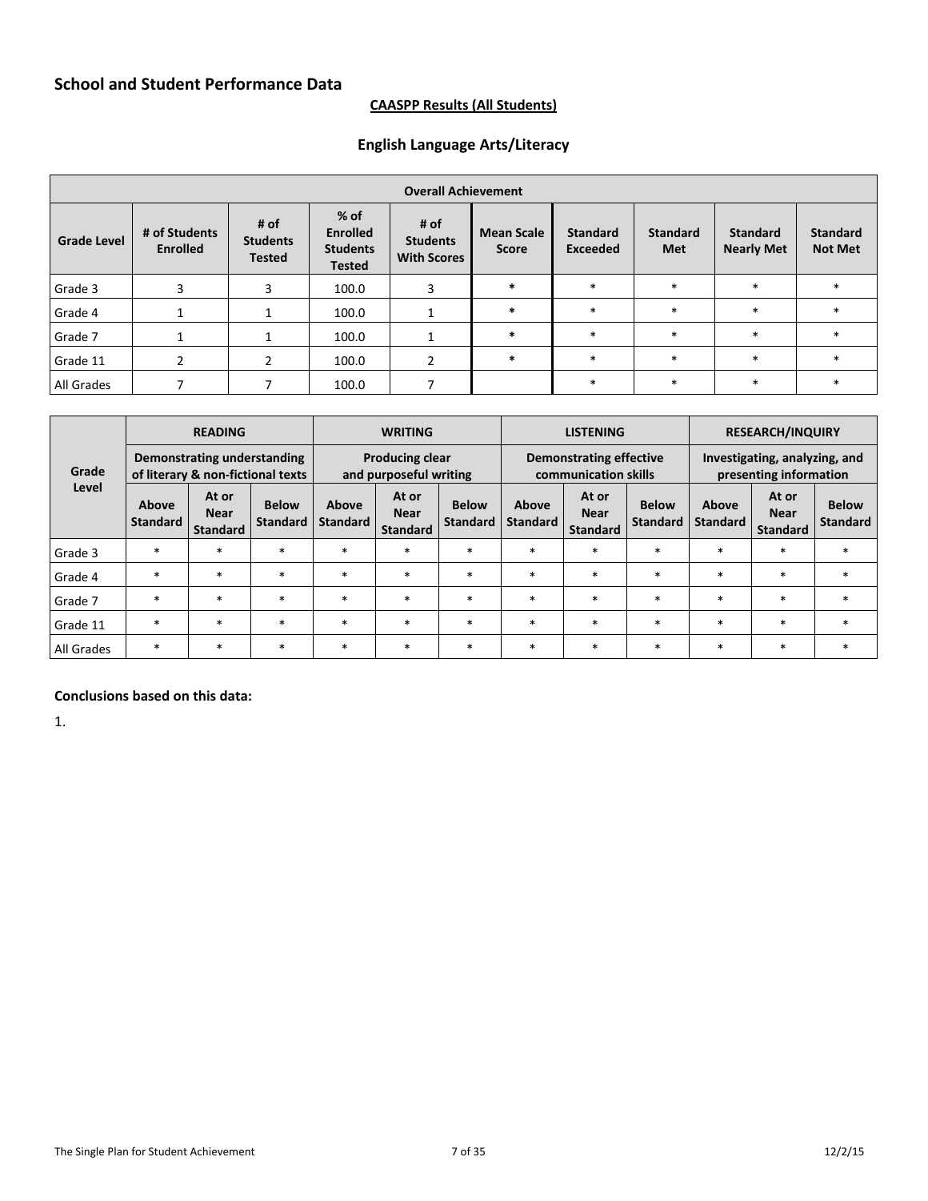## School and Student Performance Data

**CAASPP Results (All Students)**

### English Language Arts/Literacy

| Overall Achievement | | | | | | | | | |
|---|---|---|---|---|---|---|---|---|---|
| **Grade Level** | **# of Students Enrolled** | **# of Students Tested** | **% of Enrolled Students Tested** | **# of Students With Scores** | **Mean Scale Score** | **Standard Exceeded** | **Standard Met** | **Standard Nearly Met** | **Standard Not Met** |
| Grade 3 | 3 | 3 | 100.0 | 3 | * | * | * | * | * |
| Grade 4 | 1 | 1 | 100.0 | 1 | * | * | * | * | * |
| Grade 7 | 1 | 1 | 100.0 | 1 | * | * | * | * | * |
| Grade 11 | 2 | 2 | 100.0 | 2 | * | * | * | * | * |
| All Grades | 7 | 7 | 100.0 | 7 | | * | * | * | * |

| Grade Level | READING | | | WRITING | | | LISTENING | | | RESEARCH/INQUIRY | | |
|---|---|---|---|---|---|---|---|---|---|---|---|---|
| | Demonstrating understanding of literary & non-fictional texts | | | Producing clear and purposeful writing | | | Demonstrating effective communication skills | | | Investigating, analyzing, and presenting information | | |
| | Above Standard | At or Near Standard | Below Standard | Above Standard | At or Near Standard | Below Standard | Above Standard | At or Near Standard | Below Standard | Above Standard | At or Near Standard | Below Standard |
| Grade 3 | * | * | * | * | * | * | * | * | * | * | * | * |
| Grade 4 | * | * | * | * | * | * | * | * | * | * | * | * |
| Grade 7 | * | * | * | * | * | * | * | * | * | * | * | * |
| Grade 11 | * | * | * | * | * | * | * | * | * | * | * | * |
| All Grades | * | * | * | * | * | * | * | * | * | * | * | * |

**Conclusions based on this data:**

1.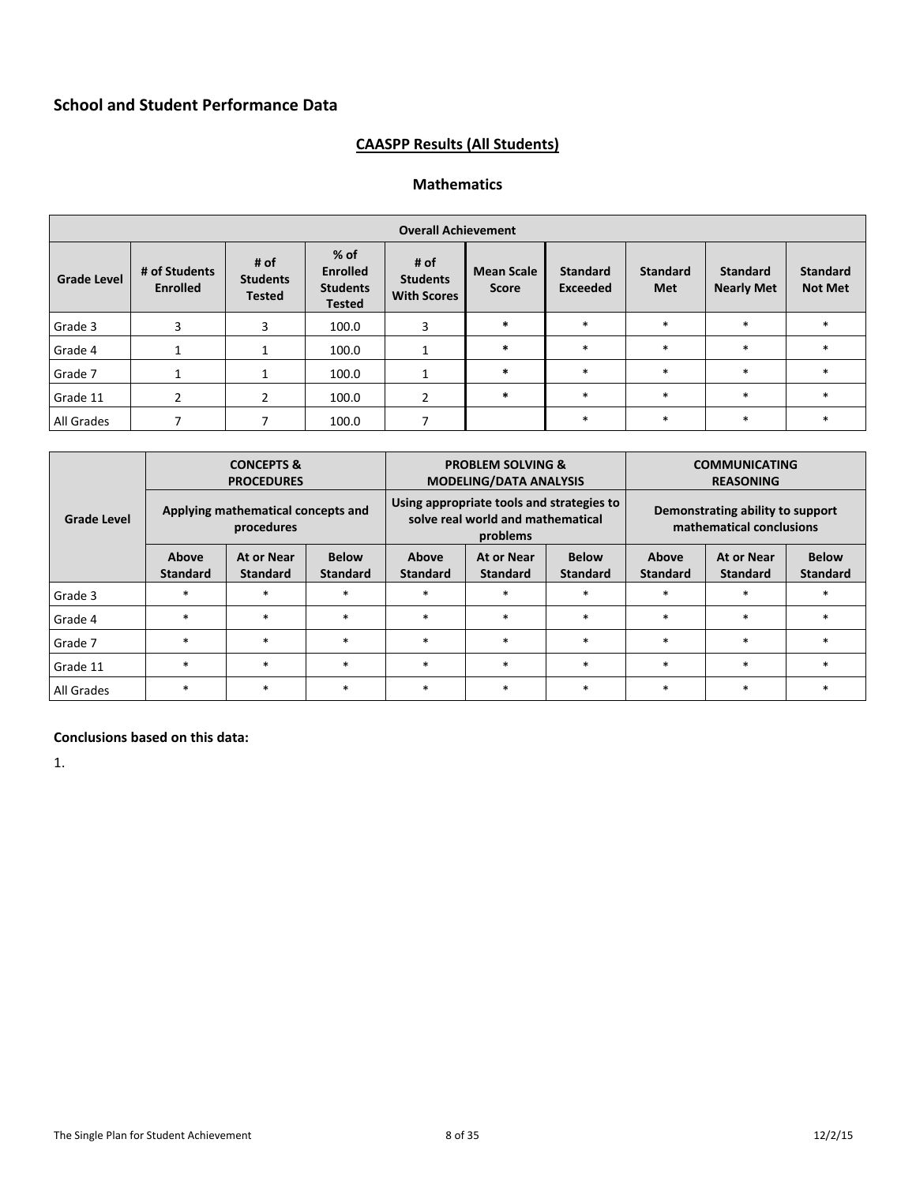## School and Student Performance Data

### CAASPP Results (All Students)

#### Mathematics

| Overall Achievement | | | | | | | | | |
|---|---|---|---|---|---|---|---|---|---|
| **Grade Level** | **# of Students Enrolled** | **# of Students Tested** | **% of Enrolled Students Tested** | **# of Students With Scores** | **Mean Scale Score** | **Standard Exceeded** | **Standard Met** | **Standard Nearly Met** | **Standard Not Met** |
| Grade 3 | 3 | 3 | 100.0 | 3 | * | * | * | * | * |
| Grade 4 | 1 | 1 | 100.0 | 1 | * | * | * | * | * |
| Grade 7 | 1 | 1 | 100.0 | 1 | * | * | * | * | * |
| Grade 11 | 2 | 2 | 100.0 | 2 | * | * | * | * | * |
| All Grades | 7 | 7 | 100.0 | 7 | | * | * | * | * |

| Grade Level | CONCEPTS & PROCEDURES | | | PROBLEM SOLVING & MODELING/DATA ANALYSIS | | | COMMUNICATING REASONING | | |
|---|---|---|---|---|---|---|---|---|---|
| | Applying mathematical concepts and procedures | | | Using appropriate tools and strategies to solve real world and mathematical problems | | | Demonstrating ability to support mathematical conclusions | | |
| | **Above Standard** | **At or Near Standard** | **Below Standard** | **Above Standard** | **At or Near Standard** | **Below Standard** | **Above Standard** | **At or Near Standard** | **Below Standard** |
| Grade 3 | * | * | * | * | * | * | * | * | * |
| Grade 4 | * | * | * | * | * | * | * | * | * |
| Grade 7 | * | * | * | * | * | * | * | * | * |
| Grade 11 | * | * | * | * | * | * | * | * | * |
| All Grades | * | * | * | * | * | * | * | * | * |

**Conclusions based on this data:**

1.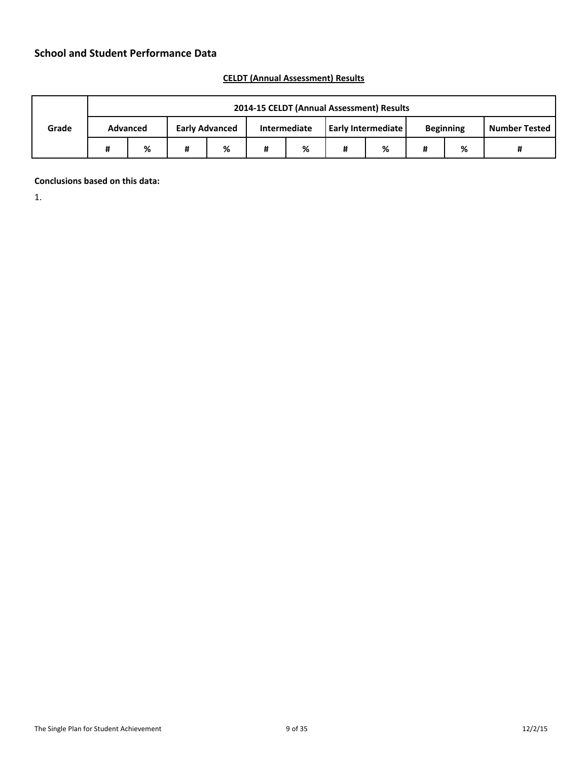## School and Student Performance Data

**CELDT (Annual Assessment) Results**

| Grade | 2014-15 CELDT (Annual Assessment) Results | | | | | | | | | | |
|---|---|---|---|---|---|---|---|---|---|---|---|
| | Advanced | | Early Advanced | | Intermediate | | Early Intermediate | | Beginning | | Number Tested |
| | # | % | # | % | # | % | # | % | # | % | # |

**Conclusions based on this data:**

1.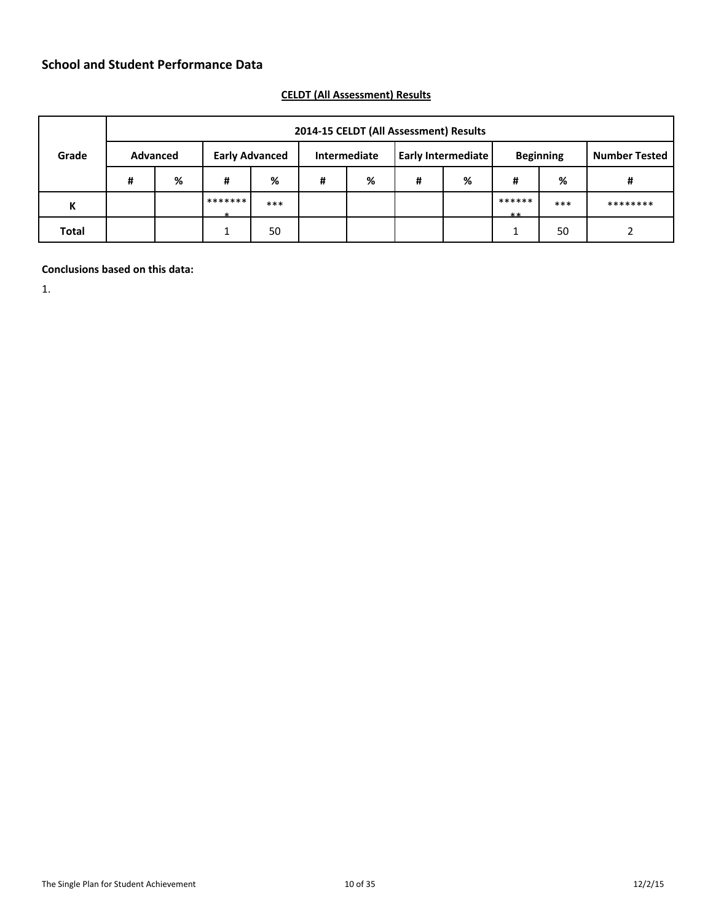## School and Student Performance Data

**CELDT (All Assessment) Results**

| Grade | 2014-15 CELDT (All Assessment) Results | | | | | | | | | | |
|---|---|---|---|---|---|---|---|---|---|---|---|
| | Advanced | | Early Advanced | | Intermediate | | Early Intermediate | | Beginning | | Number Tested |
| | # | % | # | % | # | % | # | % | # | % | # |
| K | | | ******** | *** | | | | | ******** | *** | ******** |
| Total | | | 1 | 50 | | | | | 1 | 50 | 2 |

**Conclusions based on this data:**

1.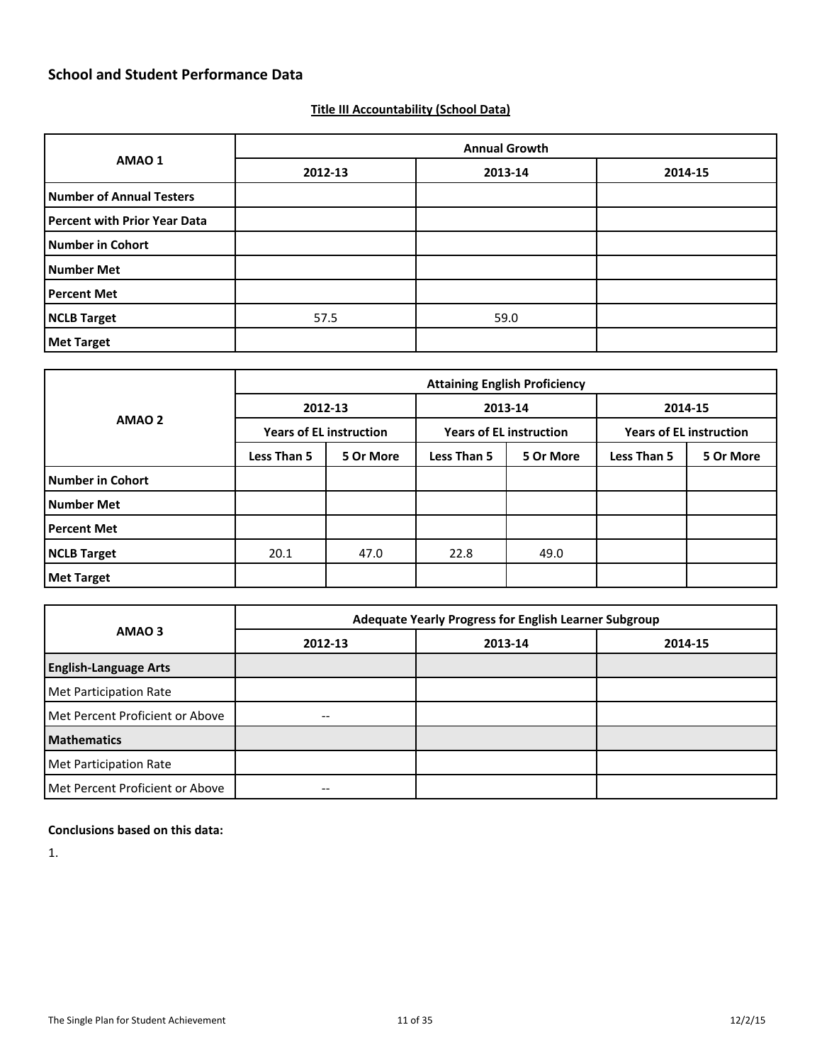## School and Student Performance Data

### Title III Accountability (School Data)

| AMAO 1 | Annual Growth | | |
|---|---|---|---|
| | 2012-13 | 2013-14 | 2014-15 |
| **Number of Annual Testers** | | | |
| **Percent with Prior Year Data** | | | |
| **Number in Cohort** | | | |
| **Number Met** | | | |
| **Percent Met** | | | |
| **NCLB Target** | 57.5 | 59.0 | |
| **Met Target** | | | |

| AMAO 2 | Attaining English Proficiency | | | | | |
|---|---|---|---|---|---|---|
| | 2012-13 | | 2013-14 | | 2014-15 | |
| | Years of EL instruction | | Years of EL instruction | | Years of EL instruction | |
| | Less Than 5 | 5 Or More | Less Than 5 | 5 Or More | Less Than 5 | 5 Or More |
| **Number in Cohort** | | | | | | |
| **Number Met** | | | | | | |
| **Percent Met** | | | | | | |
| **NCLB Target** | 20.1 | 47.0 | 22.8 | 49.0 | | |
| **Met Target** | | | | | | |

| AMAO 3 | Adequate Yearly Progress for English Learner Subgroup | | |
|---|---|---|---|
| | 2012-13 | 2013-14 | 2014-15 |
| **English-Language Arts** | | | |
| Met Participation Rate | | | |
| Met Percent Proficient or Above | -- | | |
| **Mathematics** | | | |
| Met Participation Rate | | | |
| Met Percent Proficient or Above | -- | | |

**Conclusions based on this data:**

1.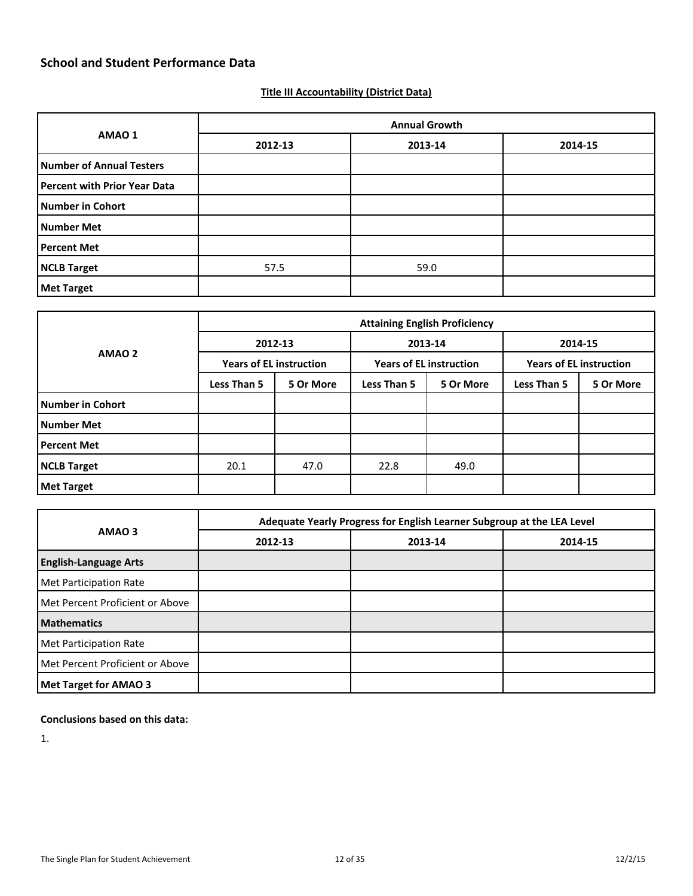## School and Student Performance Data

### Title III Accountability (District Data)

| AMAO 1 | Annual Growth | | |
|---|---|---|---|
| | 2012-13 | 2013-14 | 2014-15 |
| Number of Annual Testers | | | |
| Percent with Prior Year Data | | | |
| Number in Cohort | | | |
| Number Met | | | |
| Percent Met | | | |
| NCLB Target | 57.5 | 59.0 | |
| Met Target | | | |

| AMAO 2 | Attaining English Proficiency | | | | | |
|---|---|---|---|---|---|---|
| | 2012-13 | | 2013-14 | | 2014-15 | |
| | Years of EL instruction | | Years of EL instruction | | Years of EL instruction | |
| | Less Than 5 | 5 Or More | Less Than 5 | 5 Or More | Less Than 5 | 5 Or More |
| Number in Cohort | | | | | | |
| Number Met | | | | | | |
| Percent Met | | | | | | |
| NCLB Target | 20.1 | 47.0 | 22.8 | 49.0 | | |
| Met Target | | | | | | |

| AMAO 3 | Adequate Yearly Progress for English Learner Subgroup at the LEA Level | | |
|---|---|---|---|
| | 2012-13 | 2013-14 | 2014-15 |
| **English-Language Arts** | | | |
| Met Participation Rate | | | |
| Met Percent Proficient or Above | | | |
| **Mathematics** | | | |
| Met Participation Rate | | | |
| Met Percent Proficient or Above | | | |
| **Met Target for AMAO 3** | | | |

**Conclusions based on this data:**

1.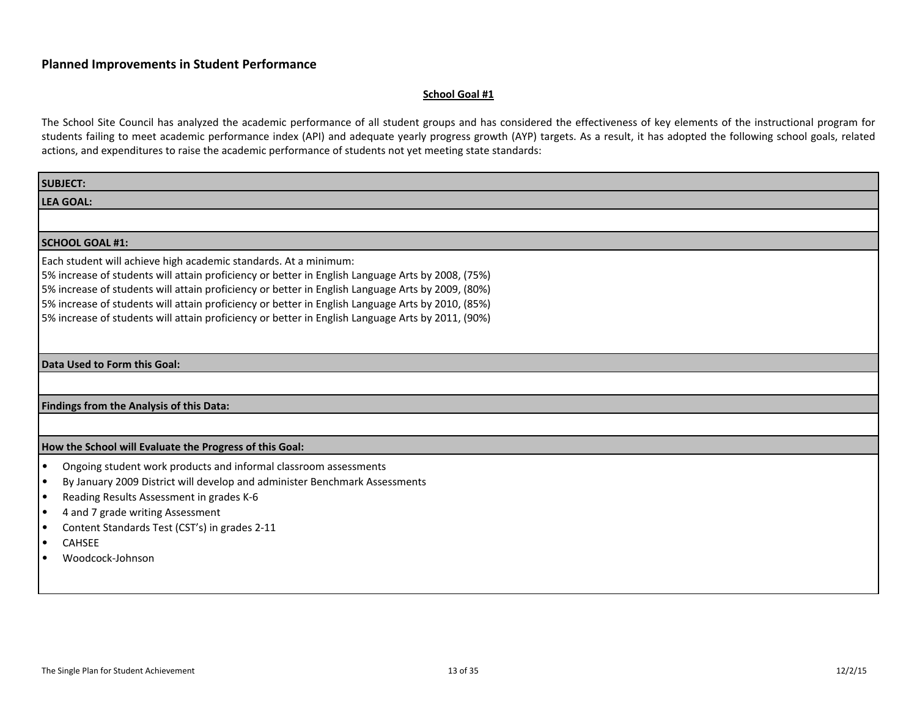## Planned Improvements in Student Performance

**School Goal #1**

The School Site Council has analyzed the academic performance of all student groups and has considered the effectiveness of key elements of the instructional program for students failing to meet academic performance index (API) and adequate yearly progress growth (AYP) targets. As a result, it has adopted the following school goals, related actions, and expenditures to raise the academic performance of students not yet meeting state standards:

**SUBJECT:**

**LEA GOAL:**

**SCHOOL GOAL #1:**

Each student will achieve high academic standards. At a minimum:
5% increase of students will attain proficiency or better in English Language Arts by 2008, (75%)
5% increase of students will attain proficiency or better in English Language Arts by 2009, (80%)
5% increase of students will attain proficiency or better in English Language Arts by 2010, (85%)
5% increase of students will attain proficiency or better in English Language Arts by 2011, (90%)

**Data Used to Form this Goal:**

**Findings from the Analysis of this Data:**

**How the School will Evaluate the Progress of this Goal:**

- Ongoing student work products and informal classroom assessments
- By January 2009 District will develop and administer Benchmark Assessments
- Reading Results Assessment in grades K-6
- 4 and 7 grade writing Assessment
- Content Standards Test (CST's) in grades 2-11
- CAHSEE
- Woodcock-Johnson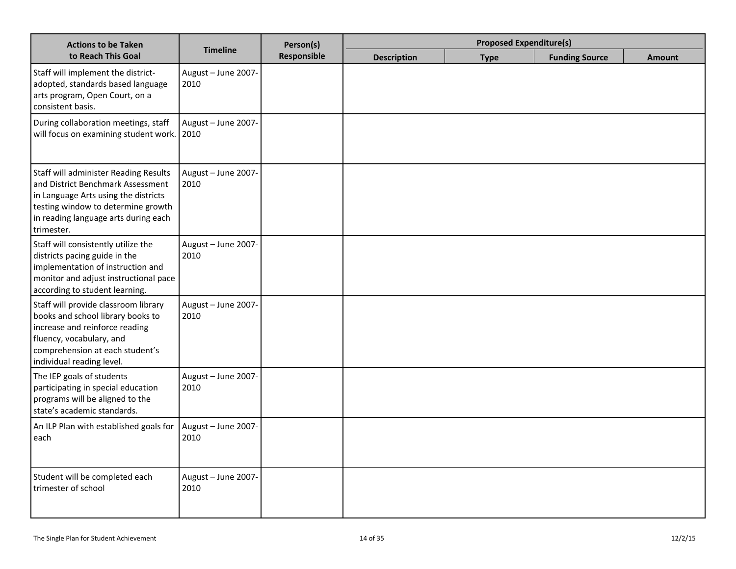| Actions to be Taken to Reach This Goal | Timeline | Person(s) Responsible | Proposed Expenditure(s) | | | |
|---|---|---|---|---|---|---|
| | | | Description | Type | Funding Source | Amount |
| Staff will implement the district-adopted, standards based language arts program, Open Court, on a consistent basis. | August – June 2007-2010 | | | | | |
| During collaboration meetings, staff will focus on examining student work. | August – June 2007-2010 | | | | | |
| Staff will administer Reading Results and District Benchmark Assessment in Language Arts using the districts testing window to determine growth in reading language arts during each trimester. | August – June 2007-2010 | | | | | |
| Staff will consistently utilize the districts pacing guide in the implementation of instruction and monitor and adjust instructional pace according to student learning. | August – June 2007-2010 | | | | | |
| Staff will provide classroom library books and school library books to increase and reinforce reading fluency, vocabulary, and comprehension at each student's individual reading level. | August – June 2007-2010 | | | | | |
| The IEP goals of students participating in special education programs will be aligned to the state's academic standards. | August – June 2007-2010 | | | | | |
| An ILP Plan with established goals for each | August – June 2007-2010 | | | | | |
| Student will be completed each trimester of school | August – June 2007-2010 | | | | | |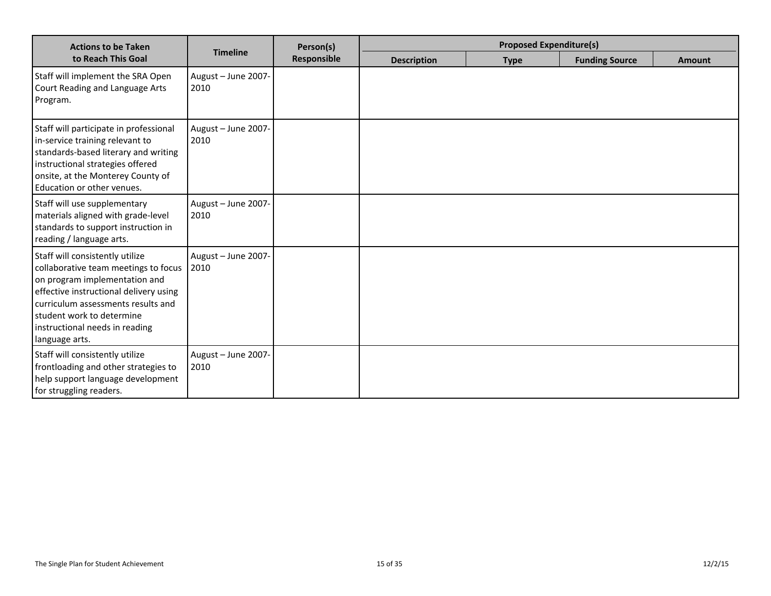| Actions to be Taken to Reach This Goal | Timeline | Person(s) Responsible | Proposed Expenditure(s) | | | |
|---|---|---|---|---|---|---|
| | | | Description | Type | Funding Source | Amount |
| Staff will implement the SRA Open Court Reading and Language Arts Program. | August – June 2007-2010 | | | | | |
| Staff will participate in professional in-service training relevant to standards-based literary and writing instructional strategies offered onsite, at the Monterey County of Education or other venues. | August – June 2007-2010 | | | | | |
| Staff will use supplementary materials aligned with grade-level standards to support instruction in reading / language arts. | August – June 2007-2010 | | | | | |
| Staff will consistently utilize collaborative team meetings to focus on program implementation and effective instructional delivery using curriculum assessments results and student work to determine instructional needs in reading language arts. | August – June 2007-2010 | | | | | |
| Staff will consistently utilize frontloading and other strategies to help support language development for struggling readers. | August – June 2007-2010 | | | | | |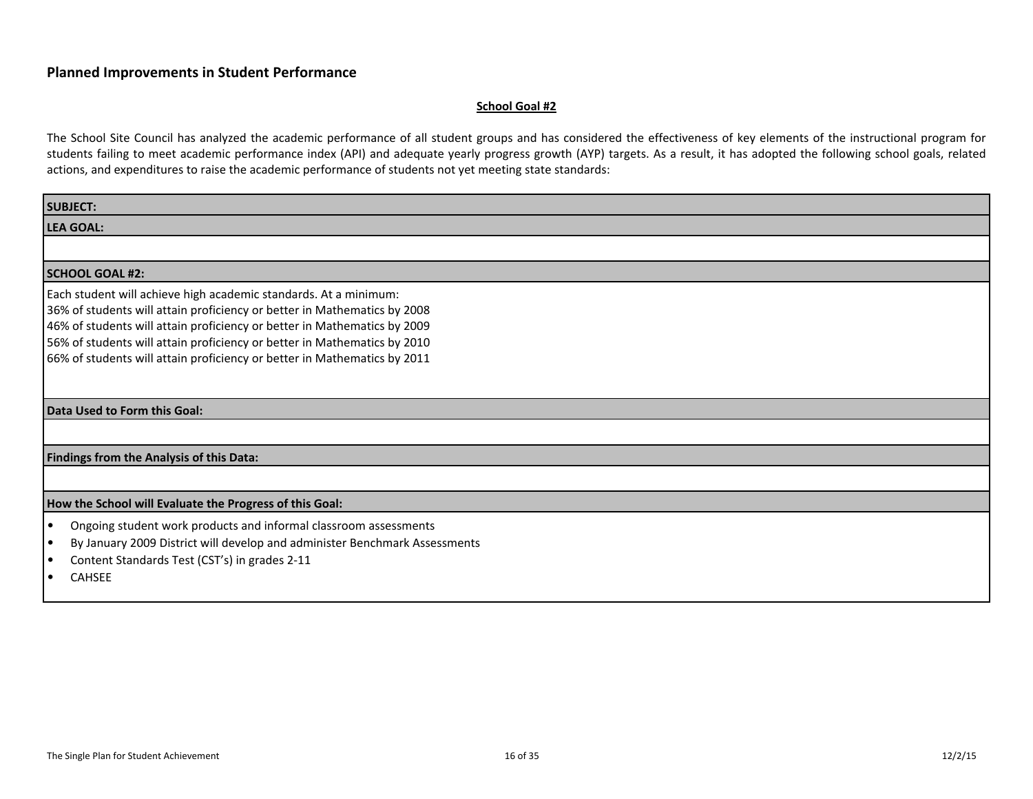## Planned Improvements in Student Performance

**School Goal #2**

The School Site Council has analyzed the academic performance of all student groups and has considered the effectiveness of key elements of the instructional program for students failing to meet academic performance index (API) and adequate yearly progress growth (AYP) targets. As a result, it has adopted the following school goals, related actions, and expenditures to raise the academic performance of students not yet meeting state standards:

| **SUBJECT:** |
|---|
| **LEA GOAL:** |
| |
| **SCHOOL GOAL #2:** |
| Each student will achieve high academic standards. At a minimum:<br>36% of students will attain proficiency or better in Mathematics by 2008<br>46% of students will attain proficiency or better in Mathematics by 2009<br>56% of students will attain proficiency or better in Mathematics by 2010<br>66% of students will attain proficiency or better in Mathematics by 2011 |
| **Data Used to Form this Goal:** |
| |
| **Findings from the Analysis of this Data:** |
| |
| **How the School will Evaluate the Progress of this Goal:** |
| • Ongoing student work products and informal classroom assessments<br>• By January 2009 District will develop and administer Benchmark Assessments<br>• Content Standards Test (CST's) in grades 2-11<br>• CAHSEE |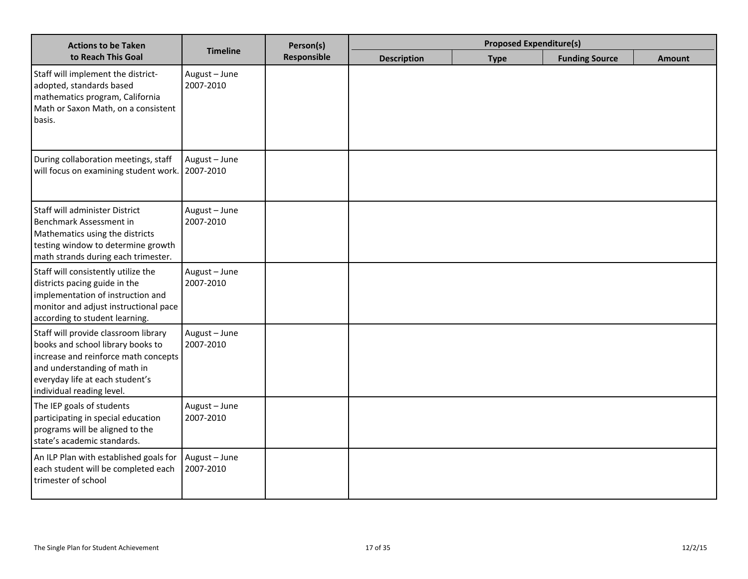| Actions to be Taken to Reach This Goal | Timeline | Person(s) Responsible | Proposed Expenditure(s) | | | |
|---|---|---|---|---|---|---|
| | | | Description | Type | Funding Source | Amount |
| Staff will implement the district-adopted, standards based mathematics program, California Math or Saxon Math, on a consistent basis. | August – June 2007-2010 | | | | | |
| During collaboration meetings, staff will focus on examining student work. | August – June 2007-2010 | | | | | |
| Staff will administer District Benchmark Assessment in Mathematics using the districts testing window to determine growth math strands during each trimester. | August – June 2007-2010 | | | | | |
| Staff will consistently utilize the districts pacing guide in the implementation of instruction and monitor and adjust instructional pace according to student learning. | August – June 2007-2010 | | | | | |
| Staff will provide classroom library books and school library books to increase and reinforce math concepts and understanding of math in everyday life at each student's individual reading level. | August – June 2007-2010 | | | | | |
| The IEP goals of students participating in special education programs will be aligned to the state's academic standards. | August – June 2007-2010 | | | | | |
| An ILP Plan with established goals for each student will be completed each trimester of school | August – June 2007-2010 | | | | | |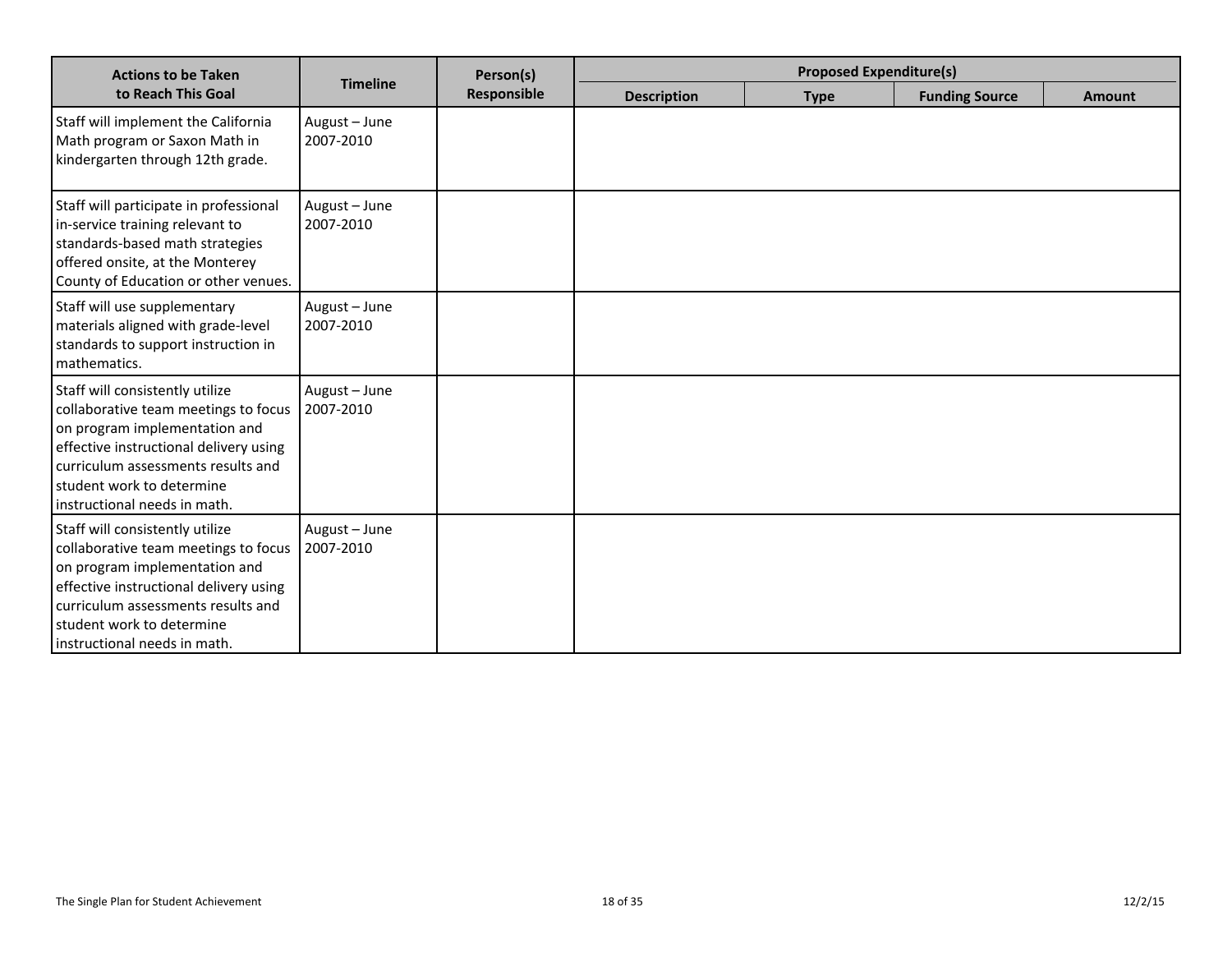| Actions to be Taken to Reach This Goal | Timeline | Person(s) Responsible | Proposed Expenditure(s) | | | |
|---|---|---|---|---|---|---|
| | | | Description | Type | Funding Source | Amount |
| Staff will implement the California Math program or Saxon Math in kindergarten through 12th grade. | August – June 2007-2010 | | | | | |
| Staff will participate in professional in-service training relevant to standards-based math strategies offered onsite, at the Monterey County of Education or other venues. | August – June 2007-2010 | | | | | |
| Staff will use supplementary materials aligned with grade-level standards to support instruction in mathematics. | August – June 2007-2010 | | | | | |
| Staff will consistently utilize collaborative team meetings to focus on program implementation and effective instructional delivery using curriculum assessments results and student work to determine instructional needs in math. | August – June 2007-2010 | | | | | |
| Staff will consistently utilize collaborative team meetings to focus on program implementation and effective instructional delivery using curriculum assessments results and student work to determine instructional needs in math. | August – June 2007-2010 | | | | | |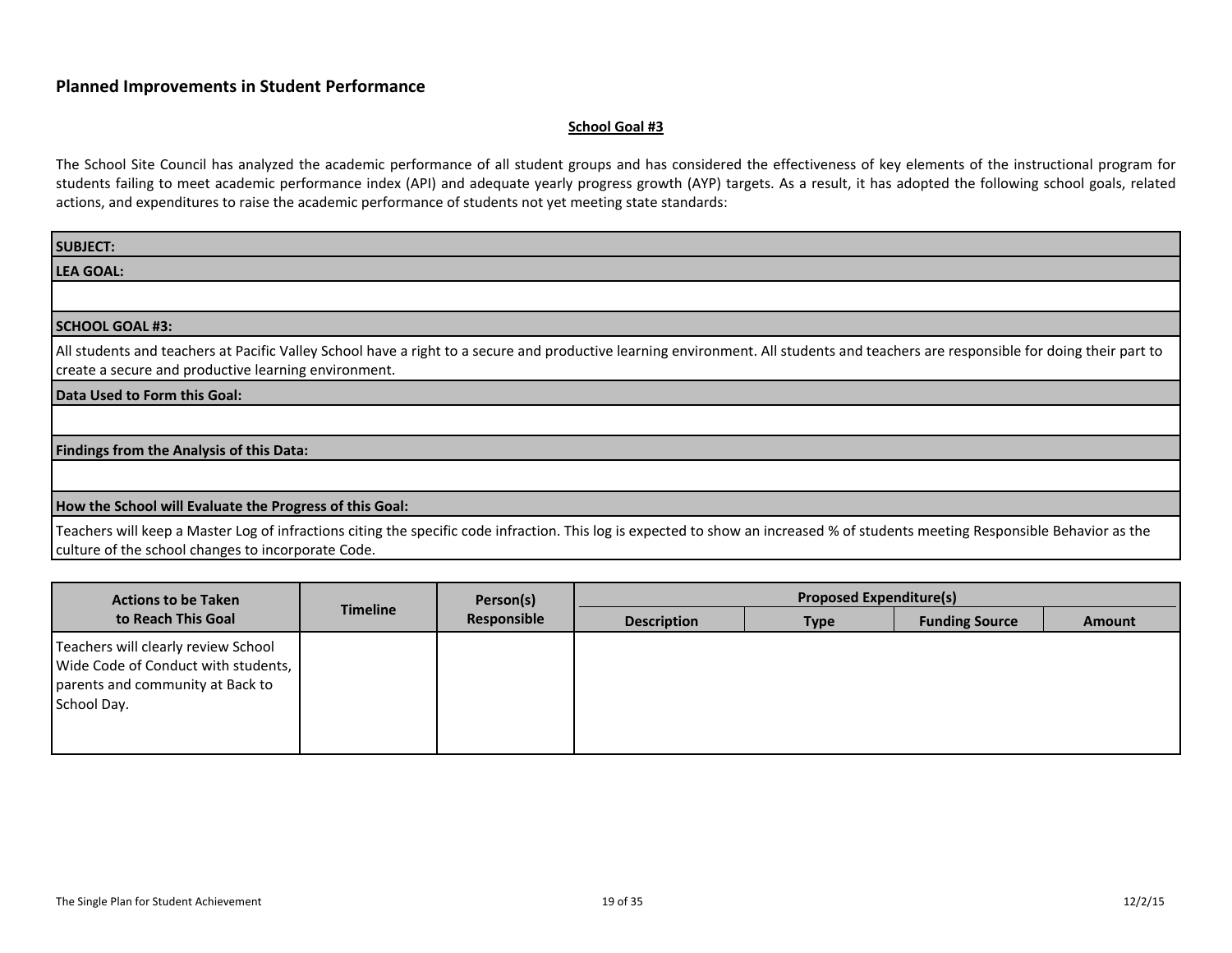## Planned Improvements in Student Performance

**School Goal #3**

The School Site Council has analyzed the academic performance of all student groups and has considered the effectiveness of key elements of the instructional program for students failing to meet academic performance index (API) and adequate yearly progress growth (AYP) targets. As a result, it has adopted the following school goals, related actions, and expenditures to raise the academic performance of students not yet meeting state standards:

| SUBJECT: |
|---|
| **LEA GOAL:** |
| |
| **SCHOOL GOAL #3:** |
| All students and teachers at Pacific Valley School have a right to a secure and productive learning environment. All students and teachers are responsible for doing their part to create a secure and productive learning environment. |
| **Data Used to Form this Goal:** |
| |
| **Findings from the Analysis of this Data:** |
| |
| **How the School will Evaluate the Progress of this Goal:** |
| Teachers will keep a Master Log of infractions citing the specific code infraction. This log is expected to show an increased % of students meeting Responsible Behavior as the culture of the school changes to incorporate Code. |

| Actions to be Taken to Reach This Goal | Timeline | Person(s) Responsible | Proposed Expenditure(s) | | | |
|---|---|---|---|---|---|---|
| | | | Description | Type | Funding Source | Amount |
| Teachers will clearly review School Wide Code of Conduct with students, parents and community at Back to School Day. | | | | | | |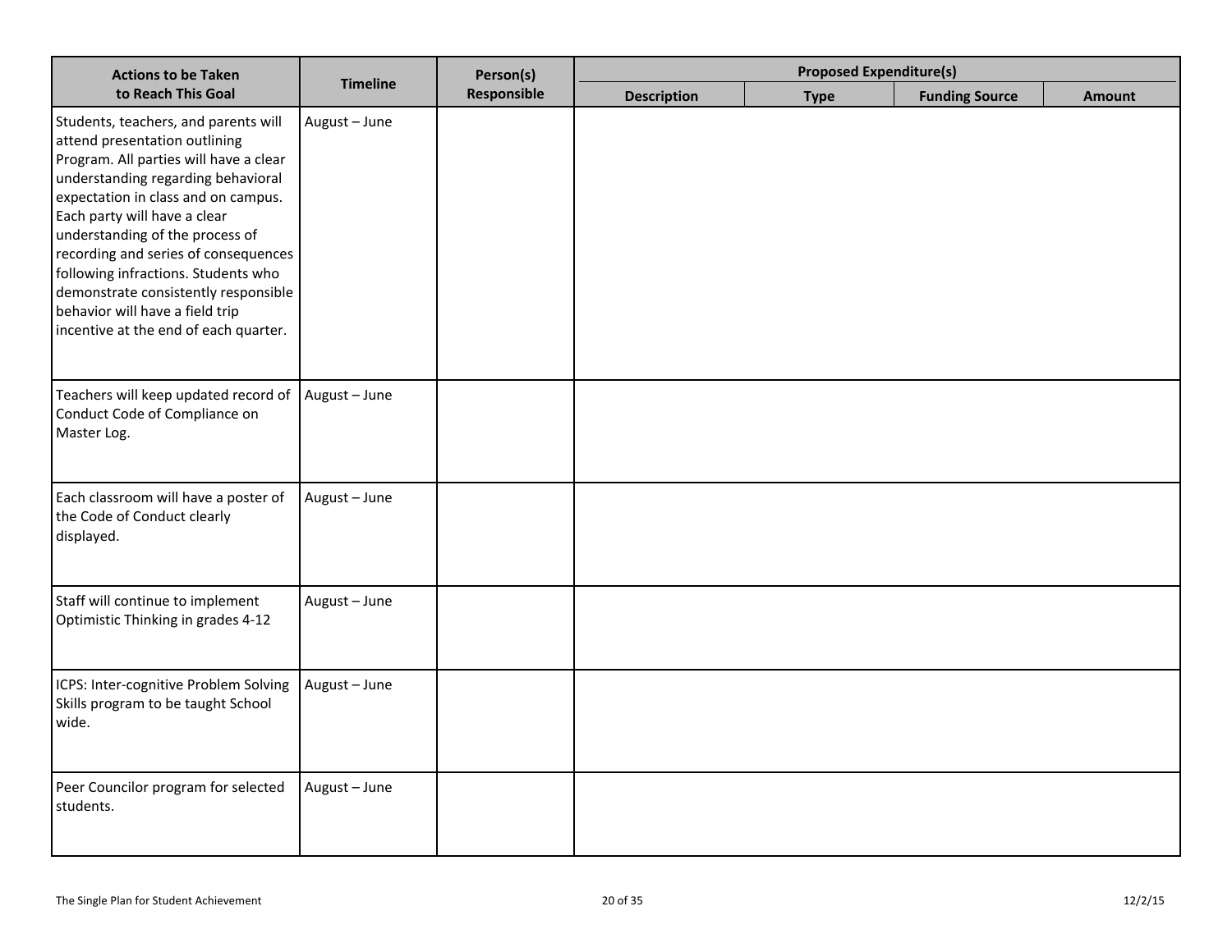| Actions to be Taken to Reach This Goal | Timeline | Person(s) Responsible | Proposed Expenditure(s) | | | |
|---|---|---|---|---|---|---|
| | | | Description | Type | Funding Source | Amount |
| Students, teachers, and parents will attend presentation outlining Program. All parties will have a clear understanding regarding behavioral expectation in class and on campus. Each party will have a clear understanding of the process of recording and series of consequences following infractions. Students who demonstrate consistently responsible behavior will have a field trip incentive at the end of each quarter. | August – June | | | | | |
| Teachers will keep updated record of Conduct Code of Compliance on Master Log. | August – June | | | | | |
| Each classroom will have a poster of the Code of Conduct clearly displayed. | August – June | | | | | |
| Staff will continue to implement Optimistic Thinking in grades 4-12 | August – June | | | | | |
| ICPS: Inter-cognitive Problem Solving Skills program to be taught School wide. | August – June | | | | | |
| Peer Councilor program for selected students. | August – June | | | | | |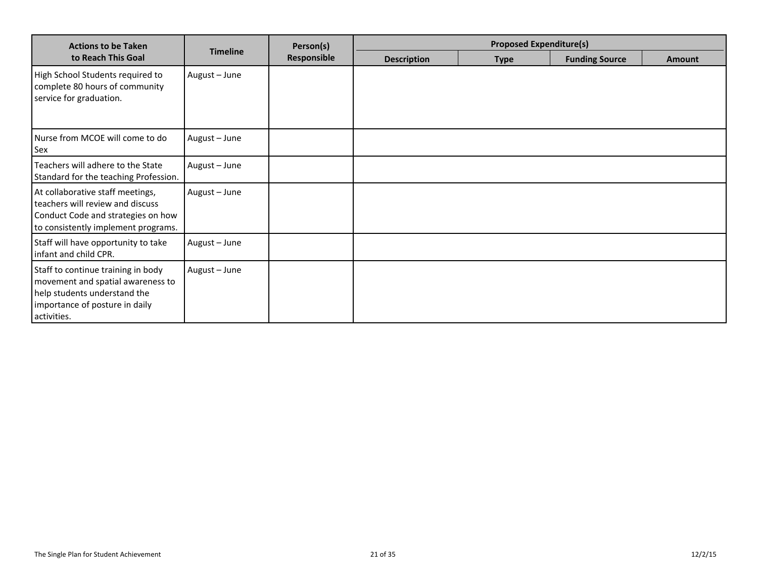| Actions to be Taken to Reach This Goal | Timeline | Person(s) Responsible | Proposed Expenditure(s) | | | |
|---|---|---|---|---|---|---|
| | | | Description | Type | Funding Source | Amount |
| High School Students required to complete 80 hours of community service for graduation. | August – June | | | | | |
| Nurse from MCOE will come to do Sex | August – June | | | | | |
| Teachers will adhere to the State Standard for the teaching Profession. | August – June | | | | | |
| At collaborative staff meetings, teachers will review and discuss Conduct Code and strategies on how to consistently implement programs. | August – June | | | | | |
| Staff will have opportunity to take infant and child CPR. | August – June | | | | | |
| Staff to continue training in body movement and spatial awareness to help students understand the importance of posture in daily activities. | August – June | | | | | |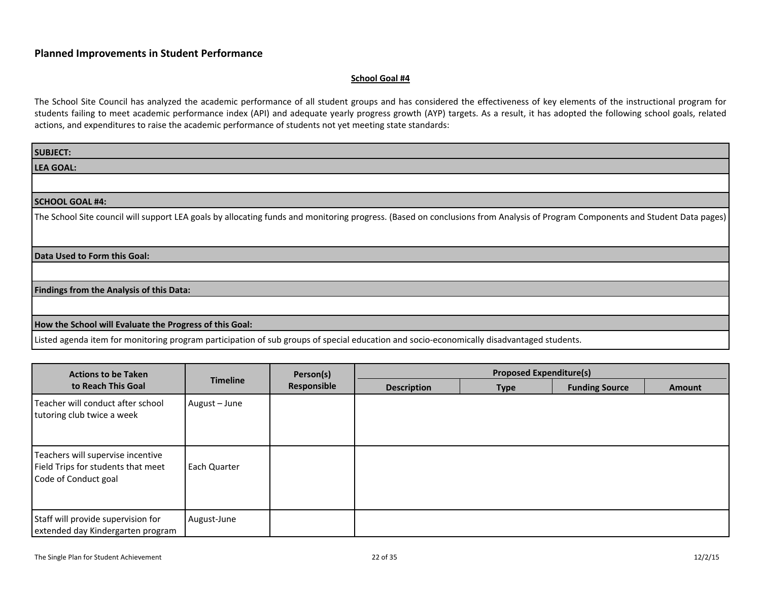## Planned Improvements in Student Performance

**School Goal #4**

The School Site Council has analyzed the academic performance of all student groups and has considered the effectiveness of key elements of the instructional program for students failing to meet academic performance index (API) and adequate yearly progress growth (AYP) targets. As a result, it has adopted the following school goals, related actions, and expenditures to raise the academic performance of students not yet meeting state standards:

| **SUBJECT:** |
|---|
| **LEA GOAL:** |
| |
| **SCHOOL GOAL #4:** |
| The School Site council will support LEA goals by allocating funds and monitoring progress. (Based on conclusions from Analysis of Program Components and Student Data pages) |
| **Data Used to Form this Goal:** |
| |
| **Findings from the Analysis of this Data:** |
| |
| **How the School will Evaluate the Progress of this Goal:** |
| Listed agenda item for monitoring program participation of sub groups of special education and socio-economically disadvantaged students. |

| Actions to be Taken to Reach This Goal | Timeline | Person(s) Responsible | Proposed Expenditure(s) | | | |
|---|---|---|---|---|---|---|
| | | | Description | Type | Funding Source | Amount |
| Teacher will conduct after school tutoring club twice a week | August – June | | | | | |
| Teachers will supervise incentive Field Trips for students that meet Code of Conduct goal | Each Quarter | | | | | |
| Staff will provide supervision for extended day Kindergarten program | August-June | | | | | |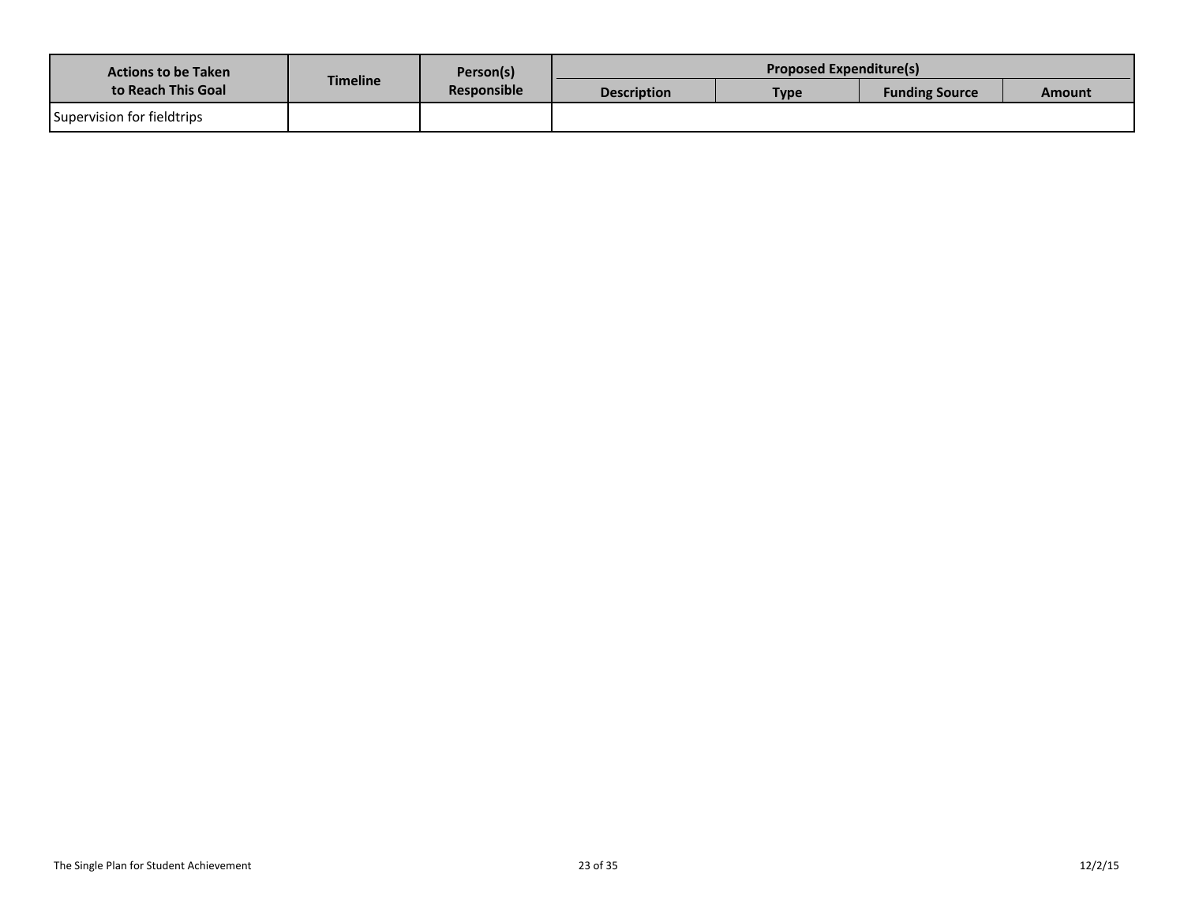| Actions to be Taken to Reach This Goal | Timeline | Person(s) Responsible | Proposed Expenditure(s) | | | |
|---|---|---|---|---|---|---|
| | | | Description | Type | Funding Source | Amount |
| Supervision for fieldtrips | | | | | | |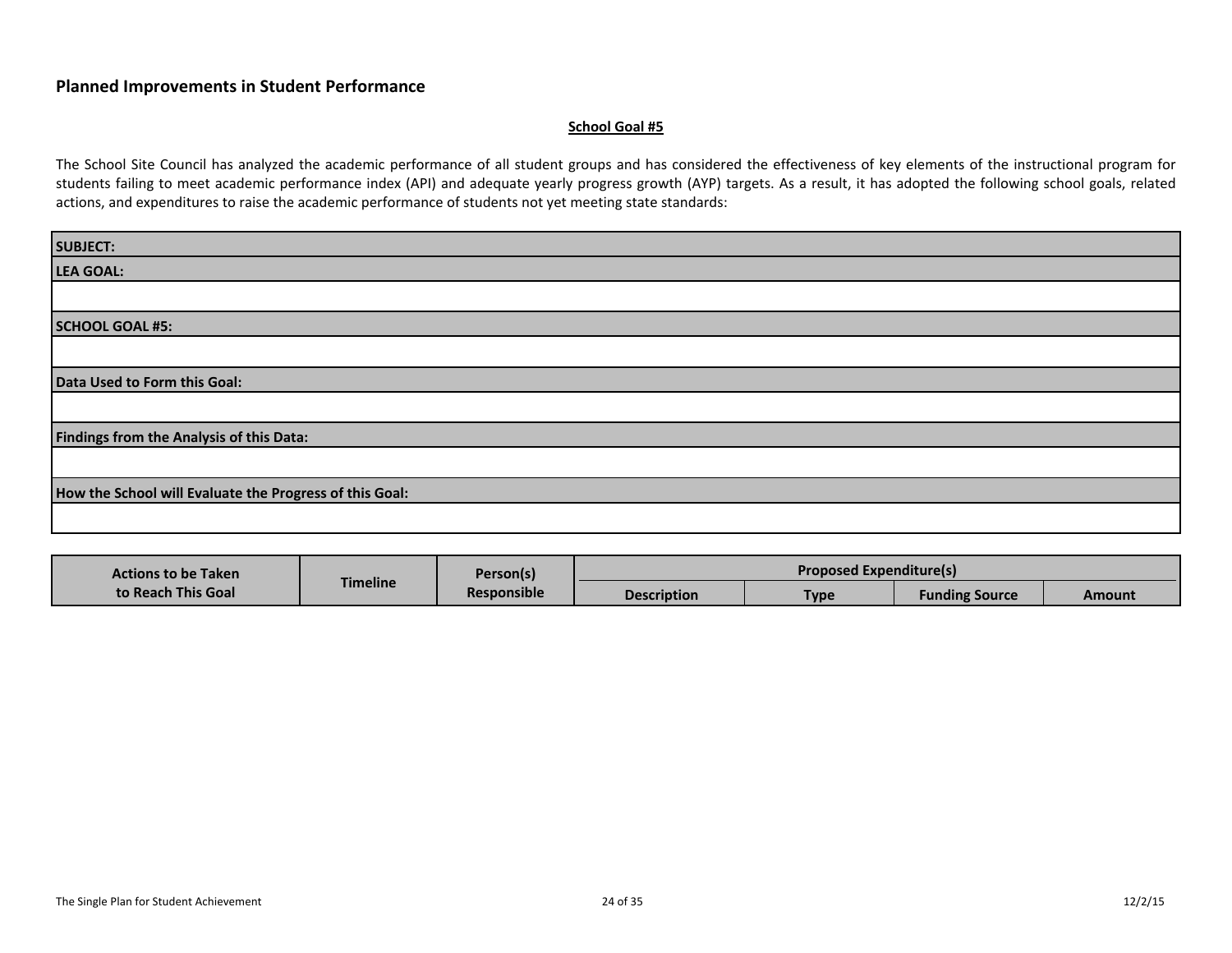## Planned Improvements in Student Performance

**School Goal #5**

The School Site Council has analyzed the academic performance of all student groups and has considered the effectiveness of key elements of the instructional program for students failing to meet academic performance index (API) and adequate yearly progress growth (AYP) targets. As a result, it has adopted the following school goals, related actions, and expenditures to raise the academic performance of students not yet meeting state standards:

| **SUBJECT:** |
|---|
| **LEA GOAL:** |
| |
| **SCHOOL GOAL #5:** |
| |
| **Data Used to Form this Goal:** |
| |
| **Findings from the Analysis of this Data:** |
| |
| **How the School will Evaluate the Progress of this Goal:** |
| |

| Actions to be Taken to Reach This Goal | Timeline | Person(s) Responsible | Proposed Expenditure(s) | | | |
|---|---|---|---|---|---|---|
| | | | Description | Type | Funding Source | Amount |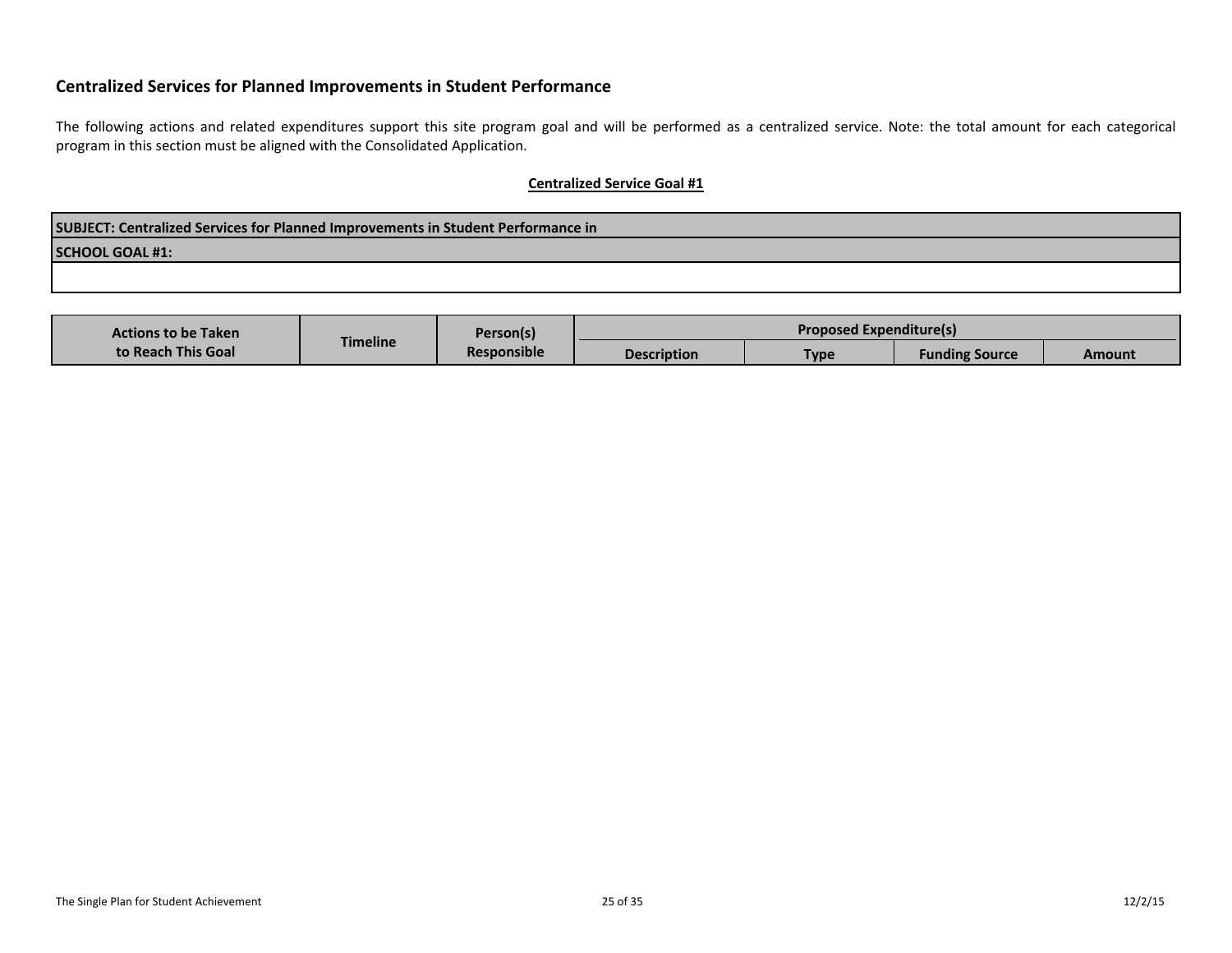## Centralized Services for Planned Improvements in Student Performance

The following actions and related expenditures support this site program goal and will be performed as a centralized service. Note: the total amount for each categorical program in this section must be aligned with the Consolidated Application.

**Centralized Service Goal #1**

| SUBJECT: Centralized Services for Planned Improvements in Student Performance in |
|---|
| **SCHOOL GOAL #1:** |
| |

| Actions to be Taken to Reach This Goal | Timeline | Person(s) Responsible | Proposed Expenditure(s) | | | |
|---|---|---|---|---|---|---|
| | | | Description | Type | Funding Source | Amount |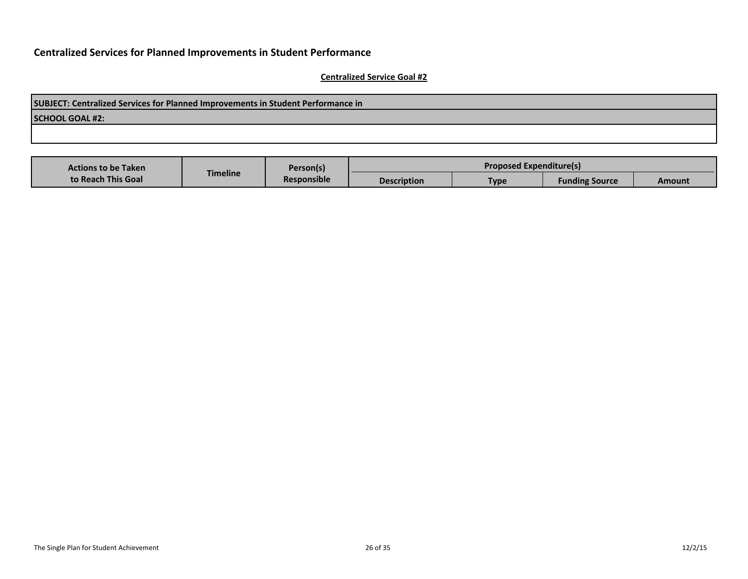## Centralized Services for Planned Improvements in Student Performance

**Centralized Service Goal #2**

| SUBJECT: Centralized Services for Planned Improvements in Student Performance in |
|---|
| **SCHOOL GOAL #2:** |
| |

| Actions to be Taken to Reach This Goal | Timeline | Person(s) Responsible | Proposed Expenditure(s) | | | |
|---|---|---|---|---|---|---|
| | | | Description | Type | Funding Source | Amount |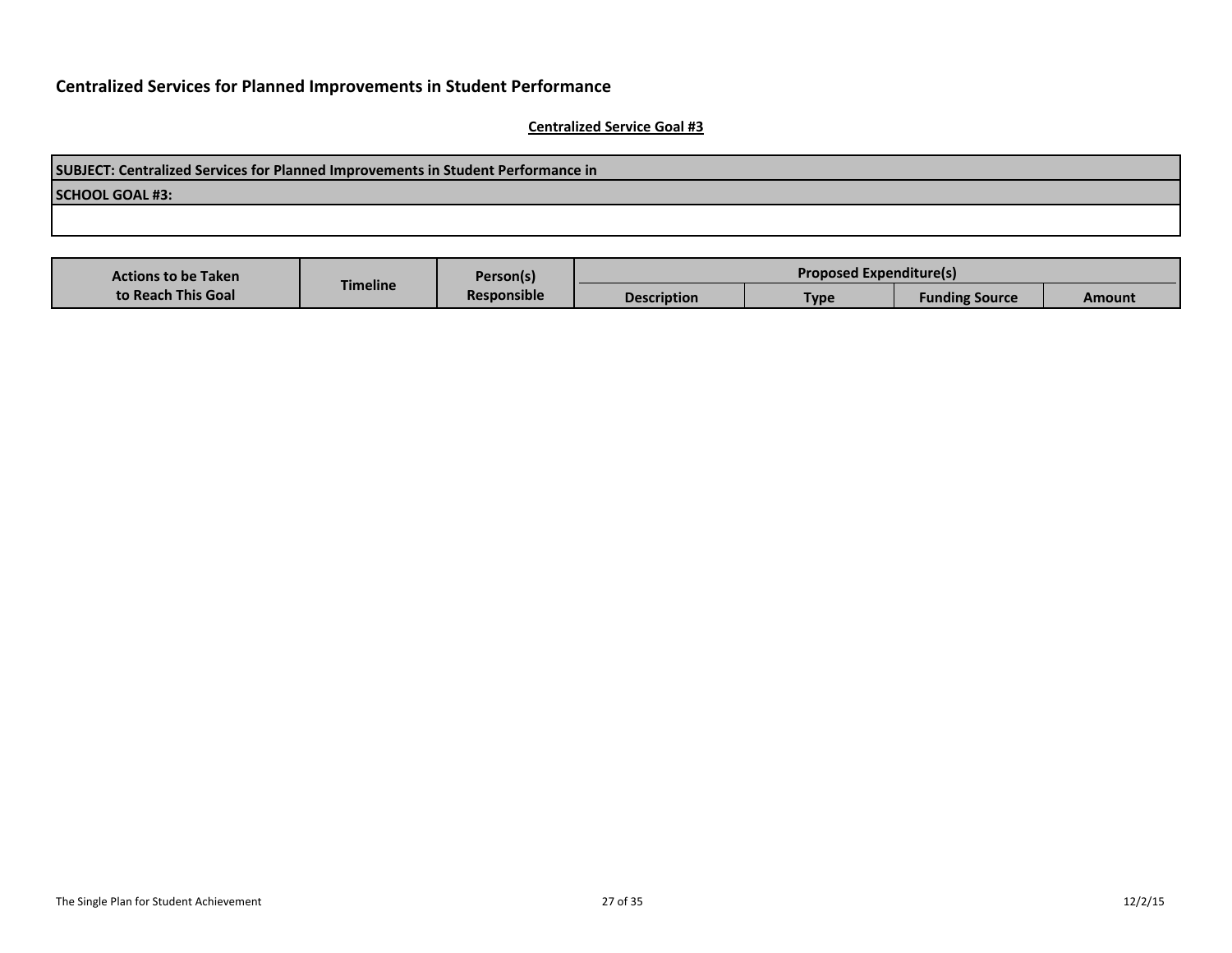## Centralized Services for Planned Improvements in Student Performance

**Centralized Service Goal #3**

| SUBJECT: Centralized Services for Planned Improvements in Student Performance in |
|---|
| **SCHOOL GOAL #3:** |
| |

| Actions to be Taken to Reach This Goal | Timeline | Person(s) Responsible | Proposed Expenditure(s) | | | |
|---|---|---|---|---|---|---|
| | | | Description | Type | Funding Source | Amount |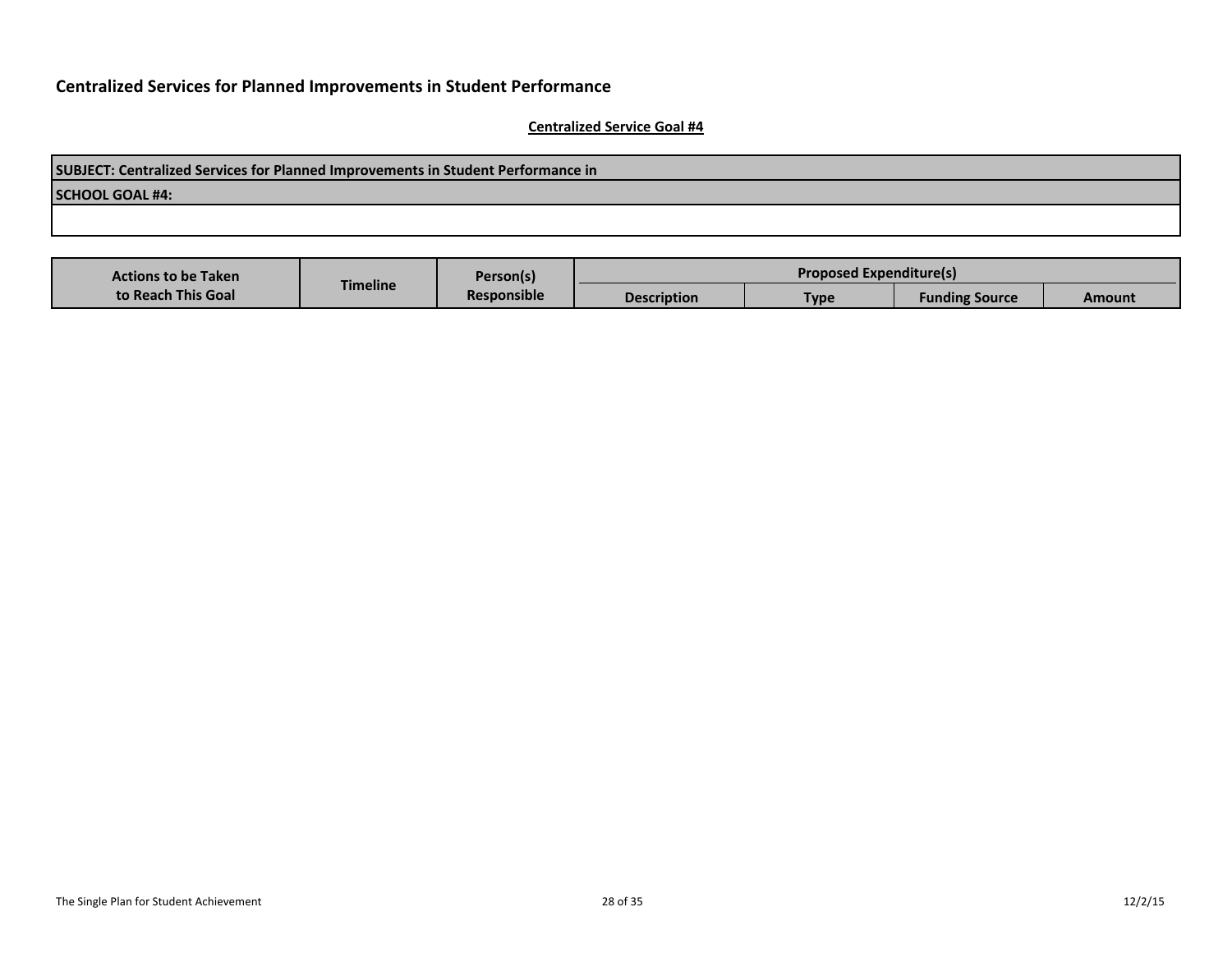## Centralized Services for Planned Improvements in Student Performance

**Centralized Service Goal #4**

| SUBJECT: Centralized Services for Planned Improvements in Student Performance in |
|---|
| **SCHOOL GOAL #4:** |
| |

| Actions to be Taken to Reach This Goal | Timeline | Person(s) Responsible | Proposed Expenditure(s) | | | |
|---|---|---|---|---|---|---|
| | | | Description | Type | Funding Source | Amount |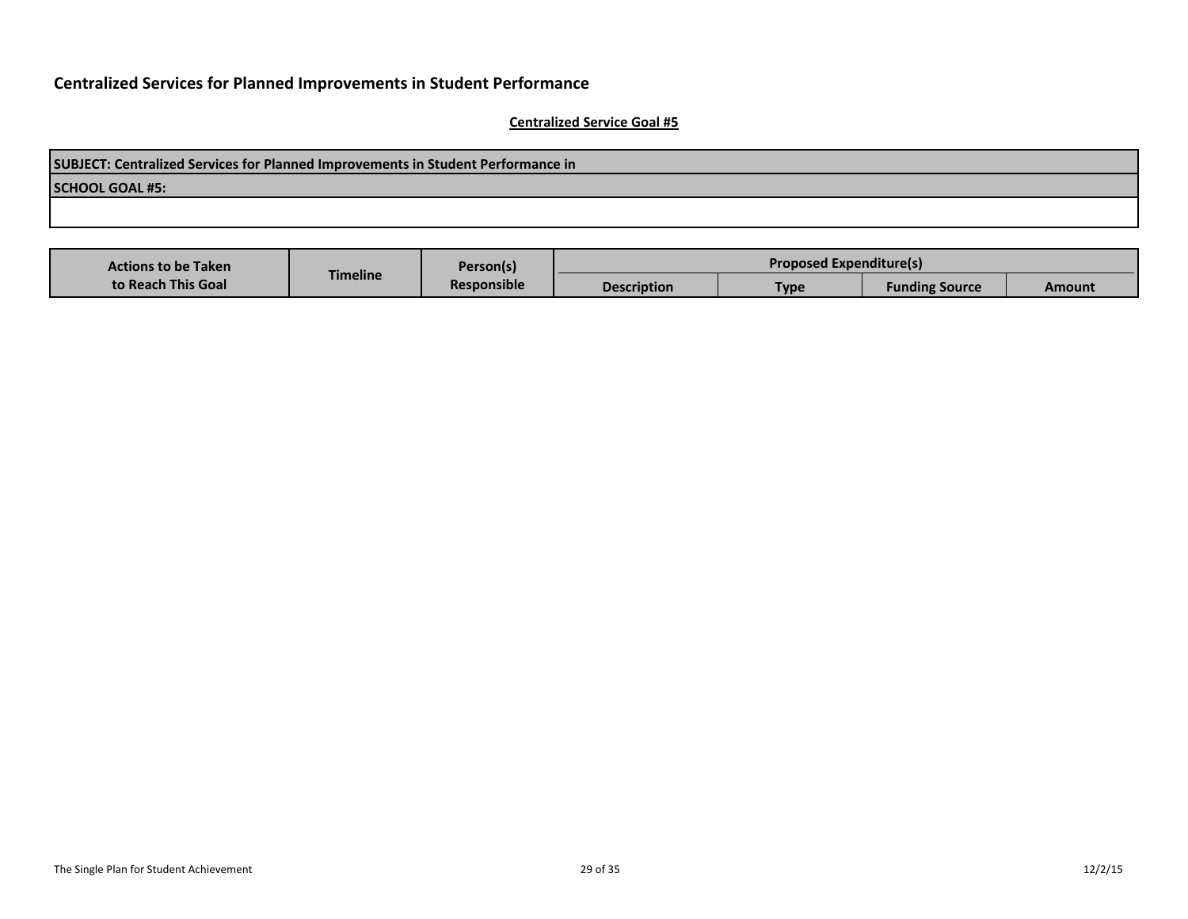## Centralized Services for Planned Improvements in Student Performance

**Centralized Service Goal #5**

| SUBJECT: Centralized Services for Planned Improvements in Student Performance in |
|---|
| **SCHOOL GOAL #5:** |
| |

| Actions to be Taken to Reach This Goal | Timeline | Person(s) Responsible | Proposed Expenditure(s) | | | |
|---|---|---|---|---|---|---|
| | | | Description | Type | Funding Source | Amount |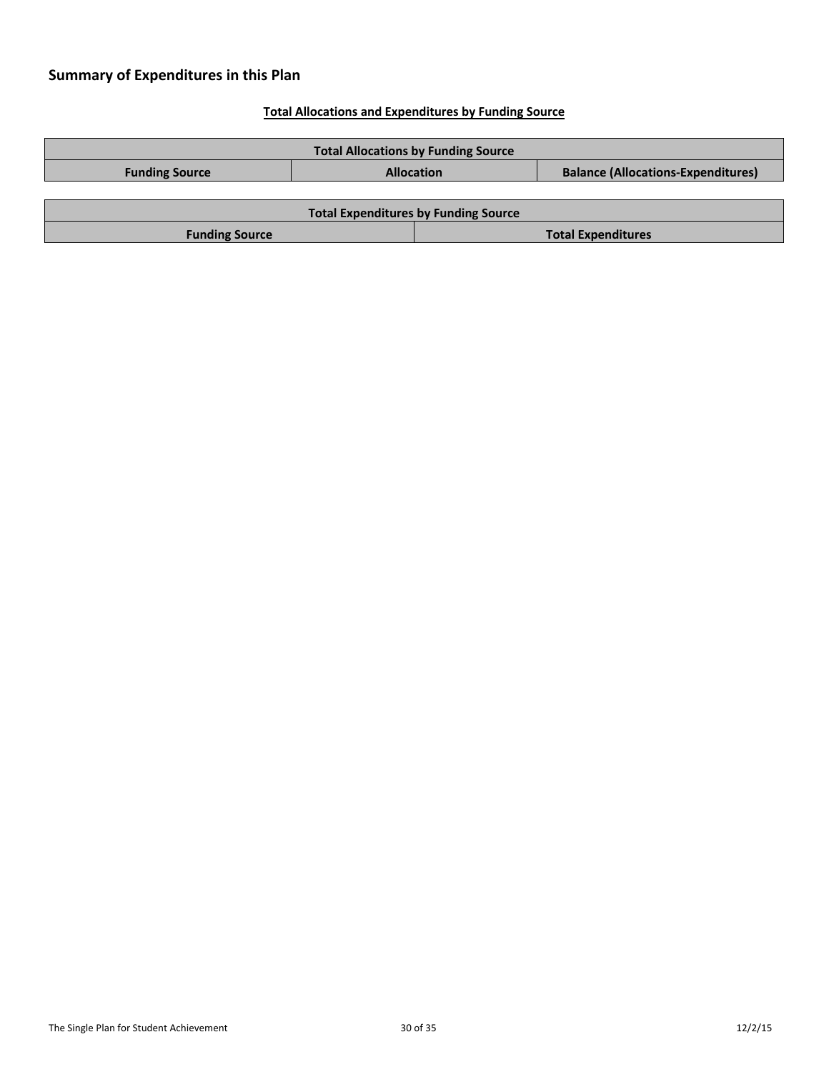## Summary of Expenditures in this Plan

**Total Allocations and Expenditures by Funding Source**

| Total Allocations by Funding Source | | |
|---|---|---|
| **Funding Source** | **Allocation** | **Balance (Allocations-Expenditures)** |

| Total Expenditures by Funding Source | |
|---|---|
| **Funding Source** | **Total Expenditures** |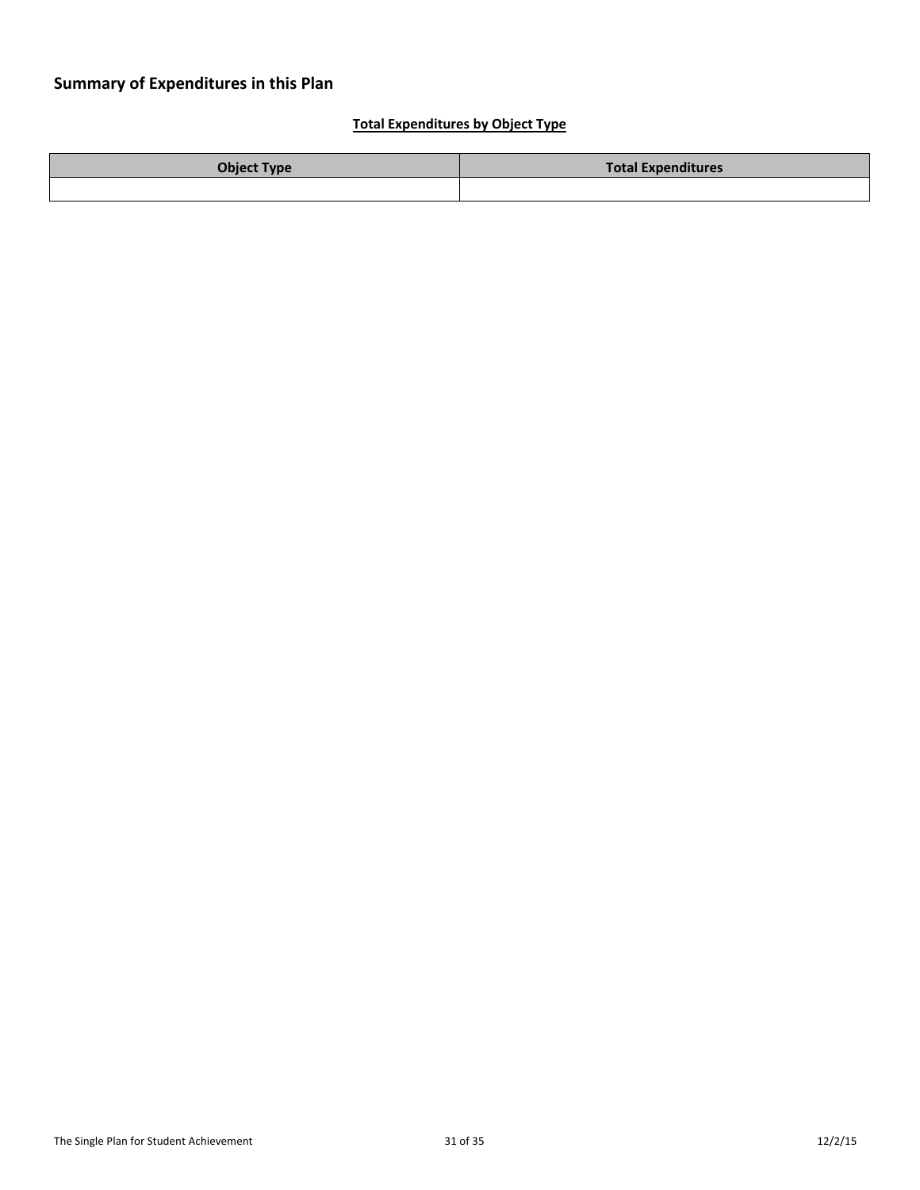## Summary of Expenditures in this Plan

**Total Expenditures by Object Type**

| Object Type | Total Expenditures |
| --- | --- |
| | |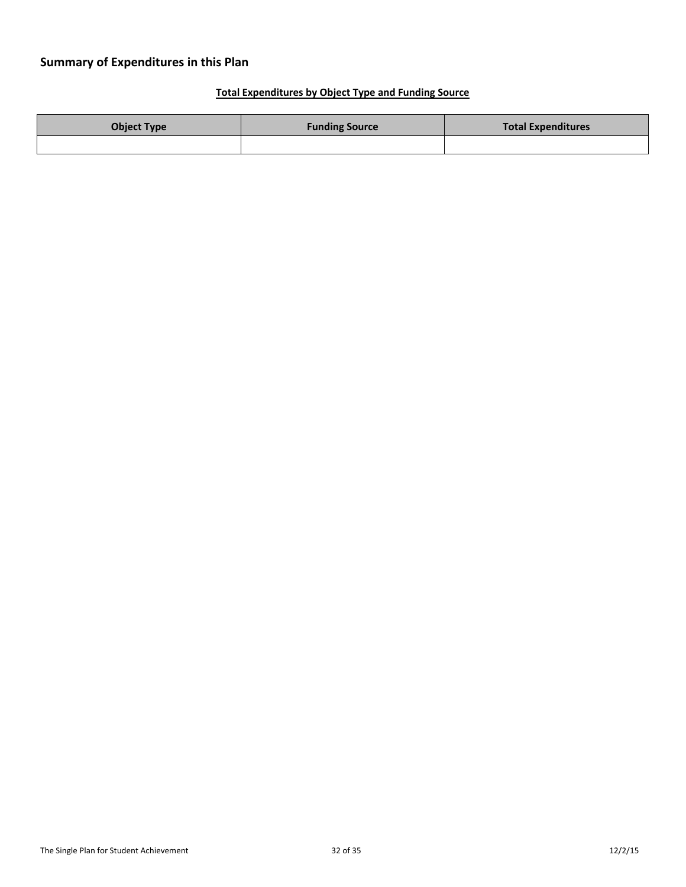## Summary of Expenditures in this Plan

**Total Expenditures by Object Type and Funding Source**

| Object Type | Funding Source | Total Expenditures |
| --- | --- | --- |
| | | |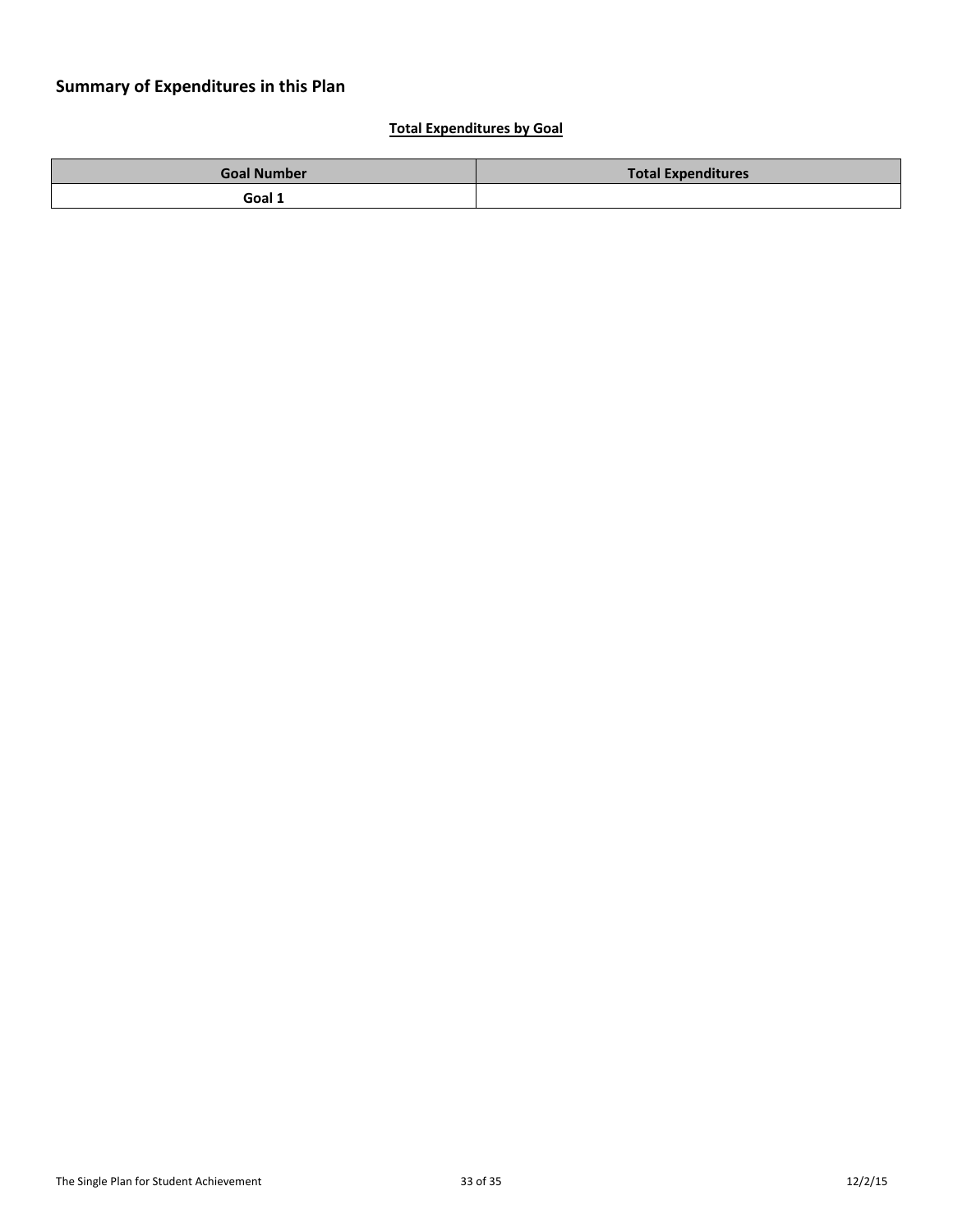## Summary of Expenditures in this Plan

**Total Expenditures by Goal**

| Goal Number | Total Expenditures |
|---|---|
| **Goal 1** | |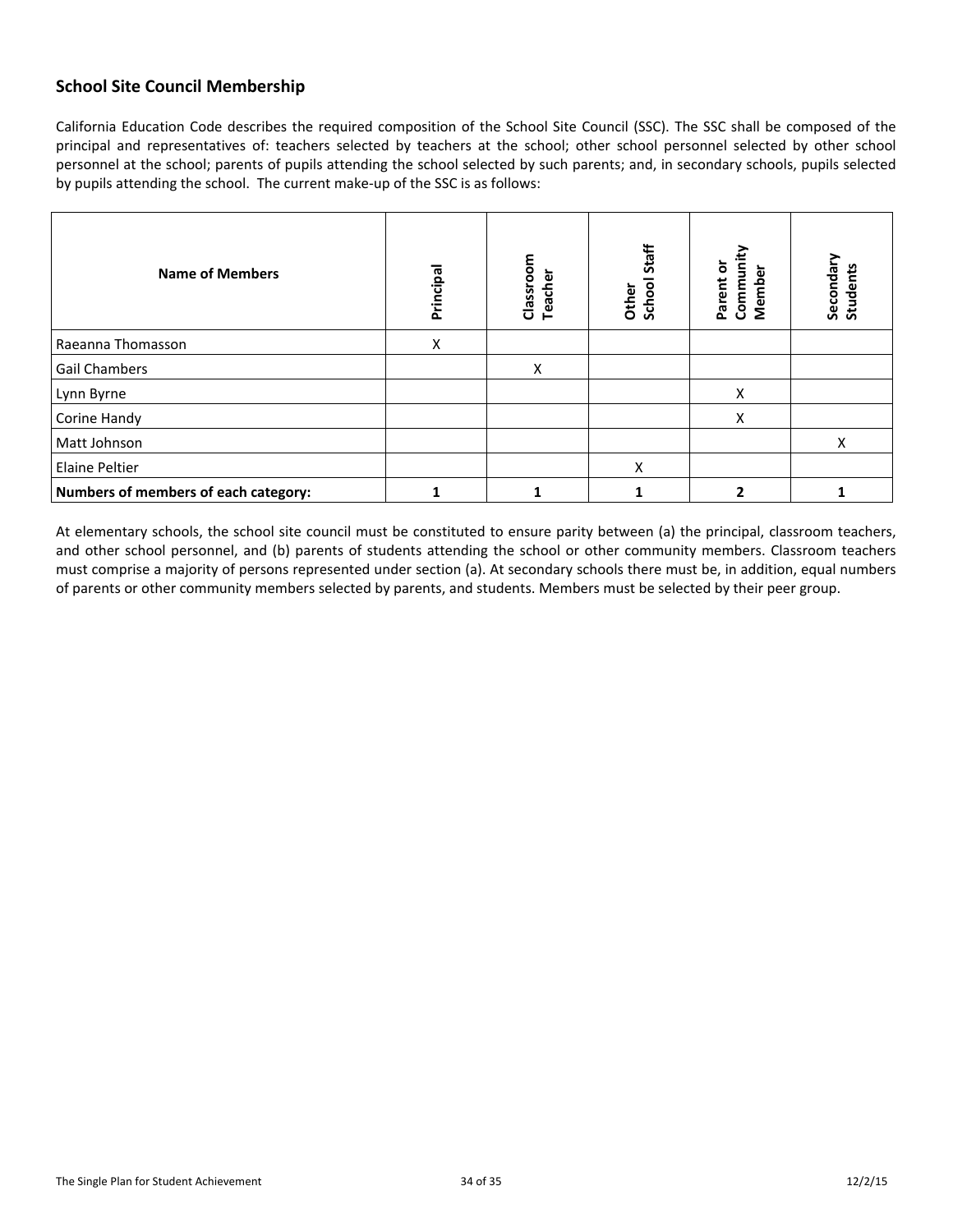## School Site Council Membership

California Education Code describes the required composition of the School Site Council (SSC). The SSC shall be composed of the principal and representatives of: teachers selected by teachers at the school; other school personnel selected by other school personnel at the school; parents of pupils attending the school selected by such parents; and, in secondary schools, pupils selected by pupils attending the school. The current make-up of the SSC is as follows:

| Name of Members | Principal | Classroom Teacher | Other School Staff | Parent or Community Member | Secondary Students |
|---|---|---|---|---|---|
| Raeanna Thomasson | X | | | | |
| Gail Chambers | | X | | | |
| Lynn Byrne | | | | X | |
| Corine Handy | | | | X | |
| Matt Johnson | | | | | X |
| Elaine Peltier | | | X | | |
| **Numbers of members of each category:** | **1** | **1** | **1** | **2** | **1** |

At elementary schools, the school site council must be constituted to ensure parity between (a) the principal, classroom teachers, and other school personnel, and (b) parents of students attending the school or other community members. Classroom teachers must comprise a majority of persons represented under section (a). At secondary schools there must be, in addition, equal numbers of parents or other community members selected by parents, and students. Members must be selected by their peer group.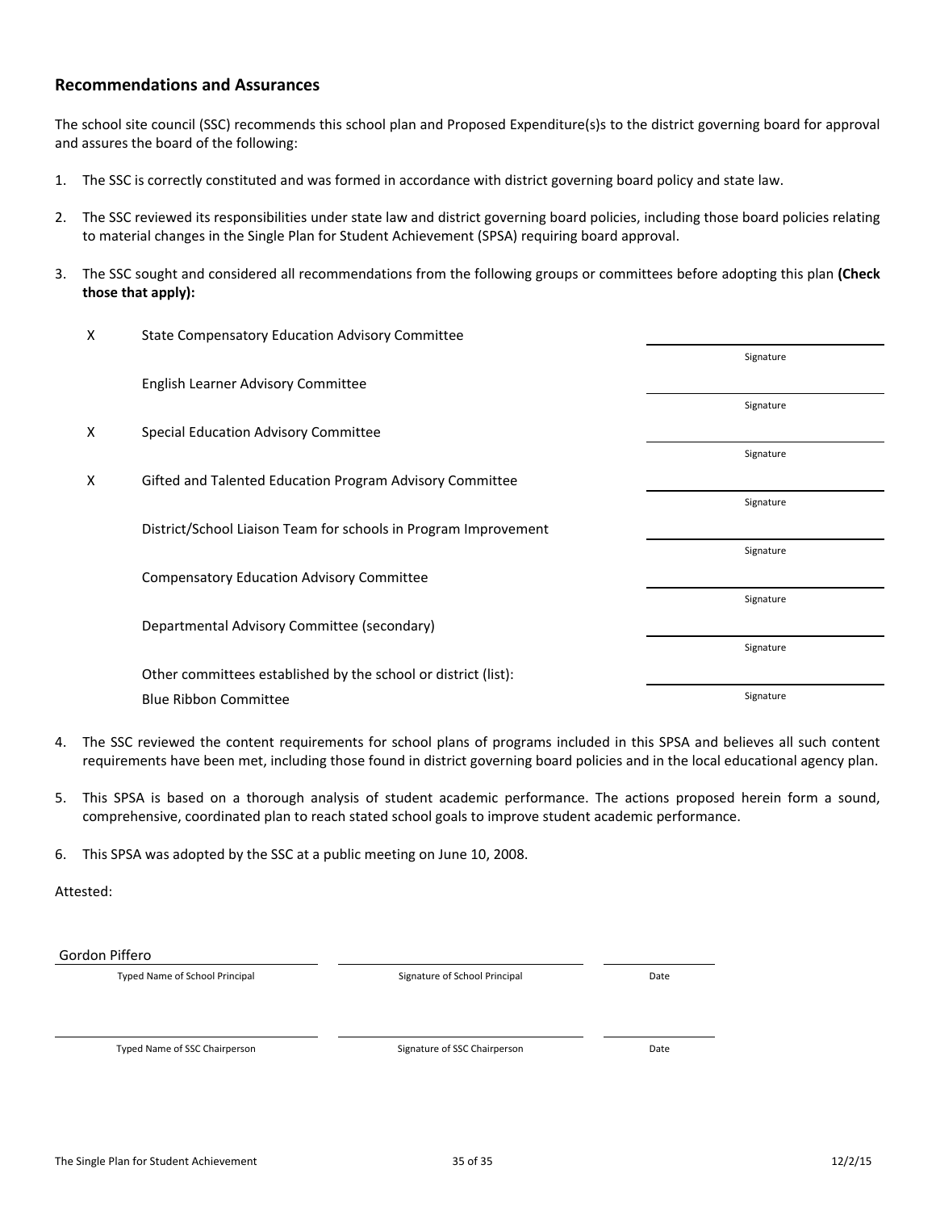## Recommendations and Assurances

The school site council (SSC) recommends this school plan and Proposed Expenditure(s)s to the district governing board for approval and assures the board of the following:

1. The SSC is correctly constituted and was formed in accordance with district governing board policy and state law.

2. The SSC reviewed its responsibilities under state law and district governing board policies, including those board policies relating to material changes in the Single Plan for Student Achievement (SPSA) requiring board approval.

3. The SSC sought and considered all recommendations from the following groups or committees before adopting this plan **(Check those that apply):**

| | | |
|---|---|---|
| X | State Compensatory Education Advisory Committee | Signature |
| | English Learner Advisory Committee | Signature |
| X | Special Education Advisory Committee | Signature |
| X | Gifted and Talented Education Program Advisory Committee | Signature |
| | District/School Liaison Team for schools in Program Improvement | Signature |
| | Compensatory Education Advisory Committee | Signature |
| | Departmental Advisory Committee (secondary) | Signature |
| | Other committees established by the school or district (list): Blue Ribbon Committee | Signature |

4. The SSC reviewed the content requirements for school plans of programs included in this SPSA and believes all such content requirements have been met, including those found in district governing board policies and in the local educational agency plan.

5. This SPSA is based on a thorough analysis of student academic performance. The actions proposed herein form a sound, comprehensive, coordinated plan to reach stated school goals to improve student academic performance.

6. This SPSA was adopted by the SSC at a public meeting on June 10, 2008.

Attested:

| | | |
|---|---|---|
| Gordon Piffero | | |
| Typed Name of School Principal | Signature of School Principal | Date |
| | | |
| Typed Name of SSC Chairperson | Signature of SSC Chairperson | Date |